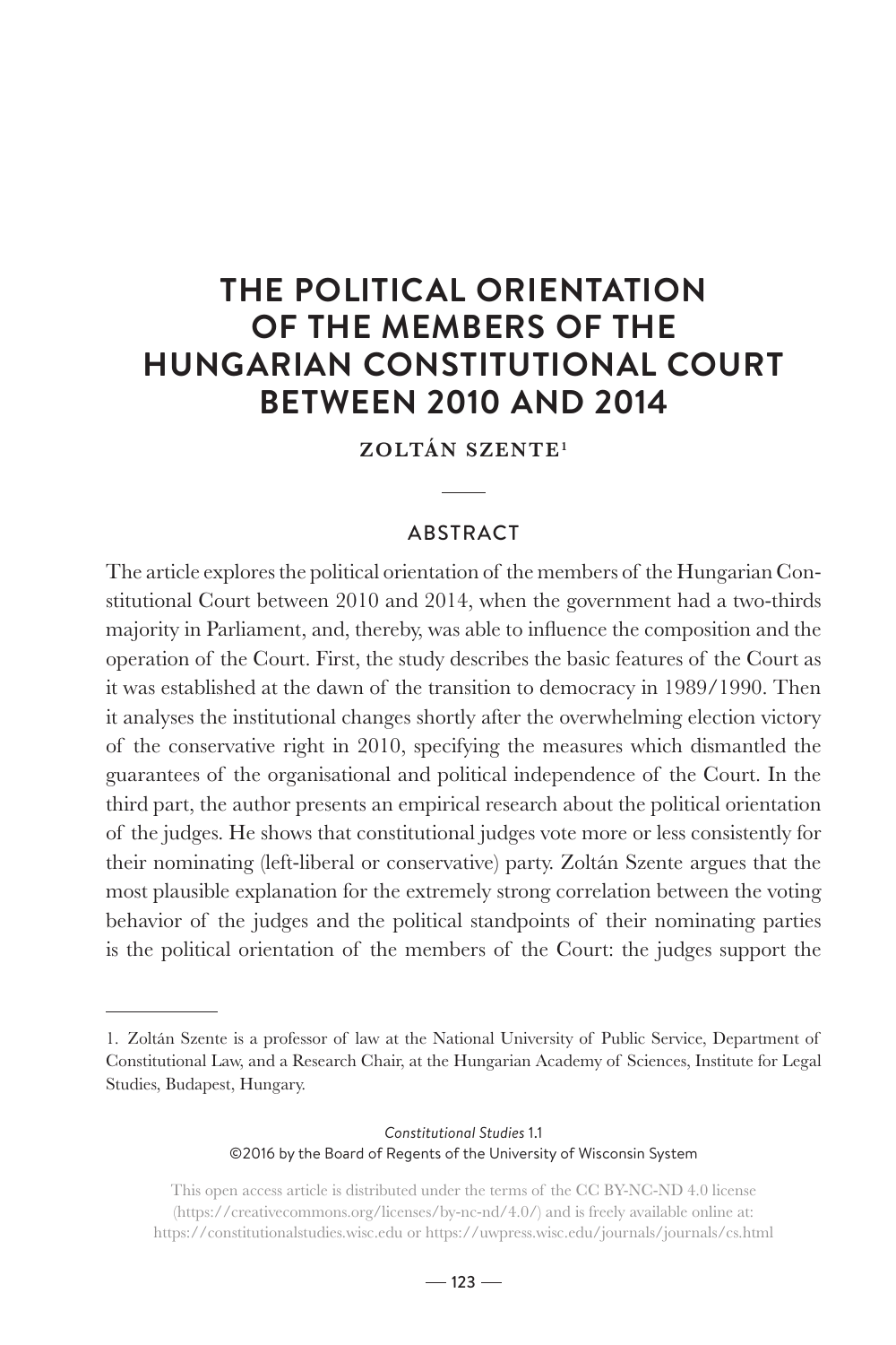# THE POLITICAL ORIENTATION OF THE MEMBERS OF THE HUNGARIAN CONSTITUTIONAL COURT BETWEEN 2010 AND 2014

**ZOLTÁN SZENTE**[1]

## ABSTRACT

The article explores the political orientation of the members of the Hungarian Constitutional Court between 2010 and 2014, when the government had a two-thirds majority in Parliament, and, thereby, was able to influence the composition and the operation of the Court. First, the study describes the basic features of the Court as it was established at the dawn of the transition to democracy in 1989/1990. Then it analyses the institutional changes shortly after the overwhelming election victory of the conservative right in 2010, specifying the measures which dismantled the guarantees of the organisational and political independence of the Court. In the third part, the author presents an empirical research about the political orientation of the judges. He shows that constitutional judges vote more or less consistently for their nominating (left-liberal or conservative) party. Zoltán Szente argues that the most plausible explanation for the extremely strong correlation between the voting behavior of the judges and the political standpoints of their nominating parties is the political orientation of the members of the Court: the judges support the

1. Zoltán Szente is a professor of law at the National University of Public Service, Department of Constitutional Law, and a Research Chair, at the Hungarian Academy of Sciences, Institute for Legal Studies, Budapest, Hungary.

*Constitutional Studies* 1.1
©2016 by the Board of Regents of the University of Wisconsin System

This open access article is distributed under the terms of the CC BY-NC-ND 4.0 license (https://creativecommons.org/licenses/by-nc-nd/4.0/) and is freely available online at: https://constitutionalstudies.wisc.edu or https://uwpress.wisc.edu/journals/journals/cs.html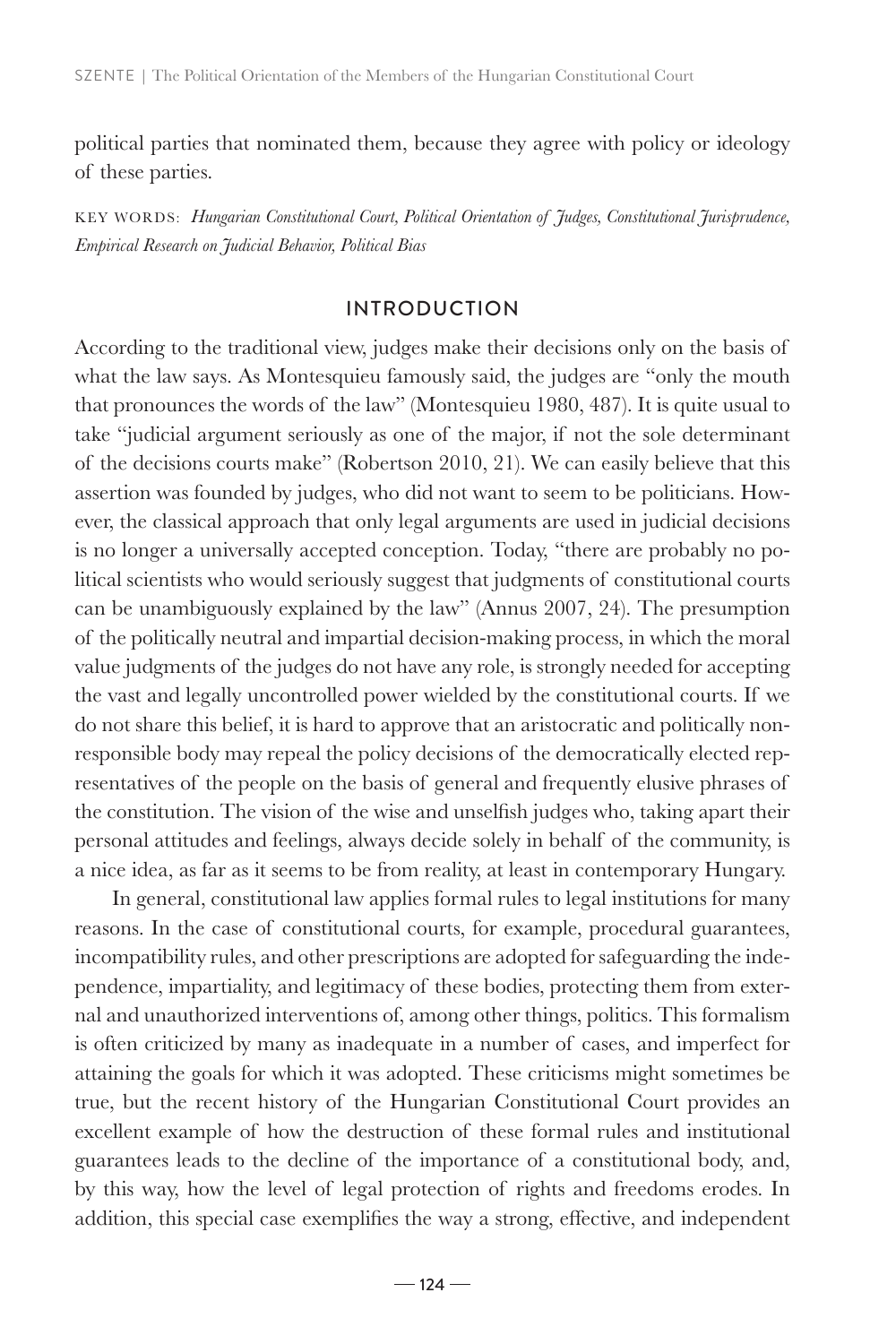political parties that nominated them, because they agree with policy or ideology of these parties.

KEY WORDS: *Hungarian Constitutional Court, Political Orientation of Judges, Constitutional Jurisprudence, Empirical Research on Judicial Behavior, Political Bias*

## INTRODUCTION

According to the traditional view, judges make their decisions only on the basis of what the law says. As Montesquieu famously said, the judges are "only the mouth that pronounces the words of the law" (Montesquieu 1980, 487). It is quite usual to take "judicial argument seriously as one of the major, if not the sole determinant of the decisions courts make" (Robertson 2010, 21). We can easily believe that this assertion was founded by judges, who did not want to seem to be politicians. However, the classical approach that only legal arguments are used in judicial decisions is no longer a universally accepted conception. Today, "there are probably no political scientists who would seriously suggest that judgments of constitutional courts can be unambiguously explained by the law" (Annus 2007, 24). The presumption of the politically neutral and impartial decision-making process, in which the moral value judgments of the judges do not have any role, is strongly needed for accepting the vast and legally uncontrolled power wielded by the constitutional courts. If we do not share this belief, it is hard to approve that an aristocratic and politically non-responsible body may repeal the policy decisions of the democratically elected representatives of the people on the basis of general and frequently elusive phrases of the constitution. The vision of the wise and unselfish judges who, taking apart their personal attitudes and feelings, always decide solely in behalf of the community, is a nice idea, as far as it seems to be from reality, at least in contemporary Hungary.

In general, constitutional law applies formal rules to legal institutions for many reasons. In the case of constitutional courts, for example, procedural guarantees, incompatibility rules, and other prescriptions are adopted for safeguarding the independence, impartiality, and legitimacy of these bodies, protecting them from external and unauthorized interventions of, among other things, politics. This formalism is often criticized by many as inadequate in a number of cases, and imperfect for attaining the goals for which it was adopted. These criticisms might sometimes be true, but the recent history of the Hungarian Constitutional Court provides an excellent example of how the destruction of these formal rules and institutional guarantees leads to the decline of the importance of a constitutional body, and, by this way, how the level of legal protection of rights and freedoms erodes. In addition, this special case exemplifies the way a strong, effective, and independent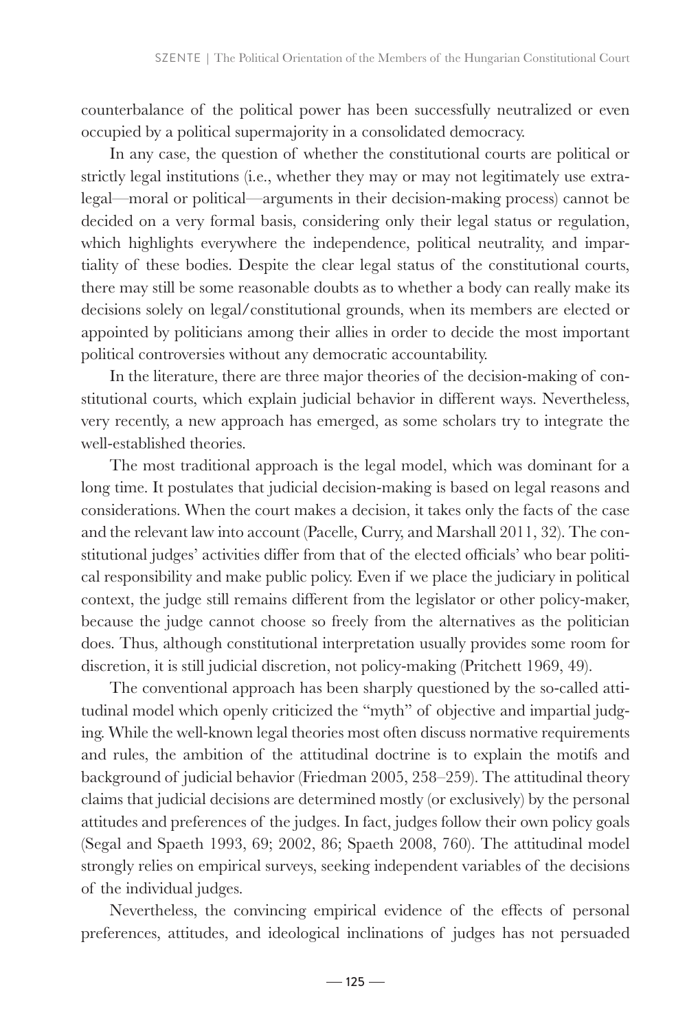counterbalance of the political power has been successfully neutralized or even occupied by a political supermajority in a consolidated democracy.

In any case, the question of whether the constitutional courts are political or strictly legal institutions (i.e., whether they may or may not legitimately use extra-legal—moral or political—arguments in their decision-making process) cannot be decided on a very formal basis, considering only their legal status or regulation, which highlights everywhere the independence, political neutrality, and impartiality of these bodies. Despite the clear legal status of the constitutional courts, there may still be some reasonable doubts as to whether a body can really make its decisions solely on legal/constitutional grounds, when its members are elected or appointed by politicians among their allies in order to decide the most important political controversies without any democratic accountability.

In the literature, there are three major theories of the decision-making of constitutional courts, which explain judicial behavior in different ways. Nevertheless, very recently, a new approach has emerged, as some scholars try to integrate the well-established theories.

The most traditional approach is the legal model, which was dominant for a long time. It postulates that judicial decision-making is based on legal reasons and considerations. When the court makes a decision, it takes only the facts of the case and the relevant law into account (Pacelle, Curry, and Marshall 2011, 32). The constitutional judges' activities differ from that of the elected officials' who bear political responsibility and make public policy. Even if we place the judiciary in political context, the judge still remains different from the legislator or other policy-maker, because the judge cannot choose so freely from the alternatives as the politician does. Thus, although constitutional interpretation usually provides some room for discretion, it is still judicial discretion, not policy-making (Pritchett 1969, 49).

The conventional approach has been sharply questioned by the so-called attitudinal model which openly criticized the "myth" of objective and impartial judging. While the well-known legal theories most often discuss normative requirements and rules, the ambition of the attitudinal doctrine is to explain the motifs and background of judicial behavior (Friedman 2005, 258–259). The attitudinal theory claims that judicial decisions are determined mostly (or exclusively) by the personal attitudes and preferences of the judges. In fact, judges follow their own policy goals (Segal and Spaeth 1993, 69; 2002, 86; Spaeth 2008, 760). The attitudinal model strongly relies on empirical surveys, seeking independent variables of the decisions of the individual judges.

Nevertheless, the convincing empirical evidence of the effects of personal preferences, attitudes, and ideological inclinations of judges has not persuaded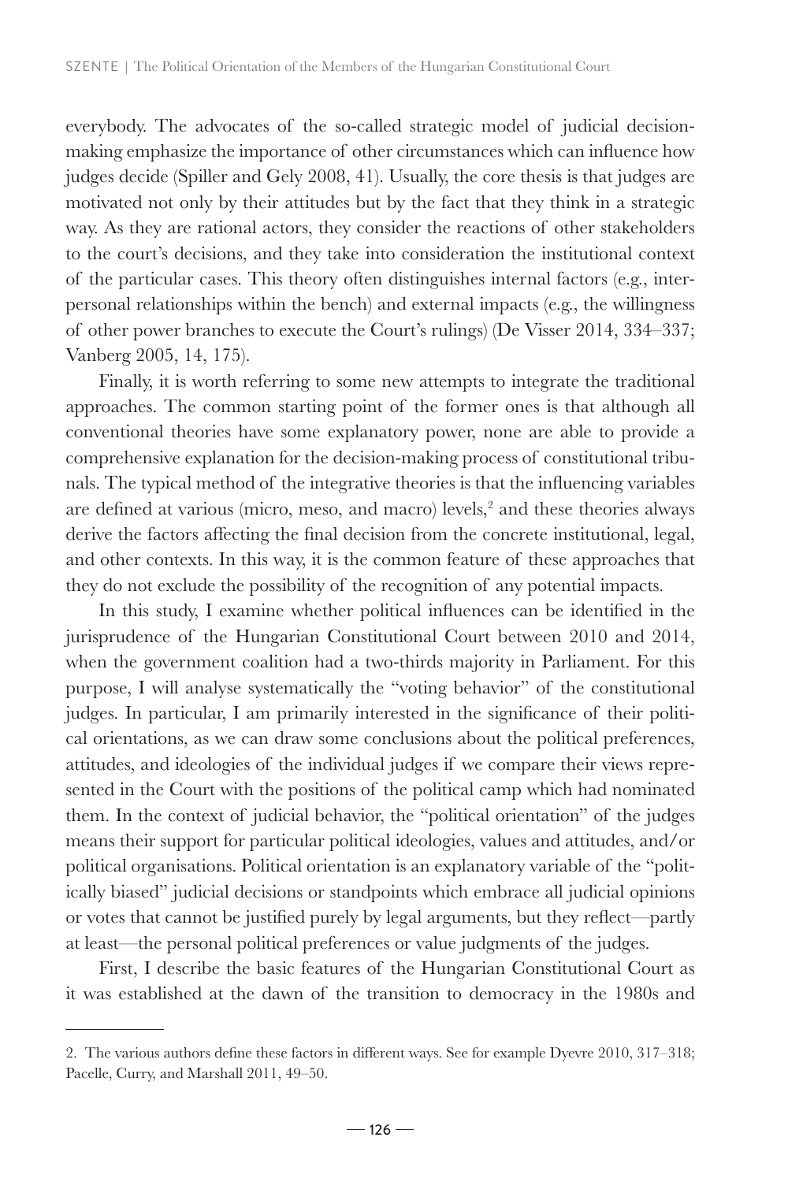everybody. The advocates of the so-called strategic model of judicial decision-making emphasize the importance of other circumstances which can influence how judges decide (Spiller and Gely 2008, 41). Usually, the core thesis is that judges are motivated not only by their attitudes but by the fact that they think in a strategic way. As they are rational actors, they consider the reactions of other stakeholders to the court's decisions, and they take into consideration the institutional context of the particular cases. This theory often distinguishes internal factors (e.g., interpersonal relationships within the bench) and external impacts (e.g., the willingness of other power branches to execute the Court's rulings) (De Visser 2014, 334–337; Vanberg 2005, 14, 175).

Finally, it is worth referring to some new attempts to integrate the traditional approaches. The common starting point of the former ones is that although all conventional theories have some explanatory power, none are able to provide a comprehensive explanation for the decision-making process of constitutional tribunals. The typical method of the integrative theories is that the influencing variables are defined at various (micro, meso, and macro) levels,[2] and these theories always derive the factors affecting the final decision from the concrete institutional, legal, and other contexts. In this way, it is the common feature of these approaches that they do not exclude the possibility of the recognition of any potential impacts.

In this study, I examine whether political influences can be identified in the jurisprudence of the Hungarian Constitutional Court between 2010 and 2014, when the government coalition had a two-thirds majority in Parliament. For this purpose, I will analyse systematically the "voting behavior" of the constitutional judges. In particular, I am primarily interested in the significance of their political orientations, as we can draw some conclusions about the political preferences, attitudes, and ideologies of the individual judges if we compare their views represented in the Court with the positions of the political camp which had nominated them. In the context of judicial behavior, the "political orientation" of the judges means their support for particular political ideologies, values and attitudes, and/or political organisations. Political orientation is an explanatory variable of the "politically biased" judicial decisions or standpoints which embrace all judicial opinions or votes that cannot be justified purely by legal arguments, but they reflect—partly at least—the personal political preferences or value judgments of the judges.

First, I describe the basic features of the Hungarian Constitutional Court as it was established at the dawn of the transition to democracy in the 1980s and

---

2. The various authors define these factors in different ways. See for example Dyevre 2010, 317–318; Pacelle, Curry, and Marshall 2011, 49–50.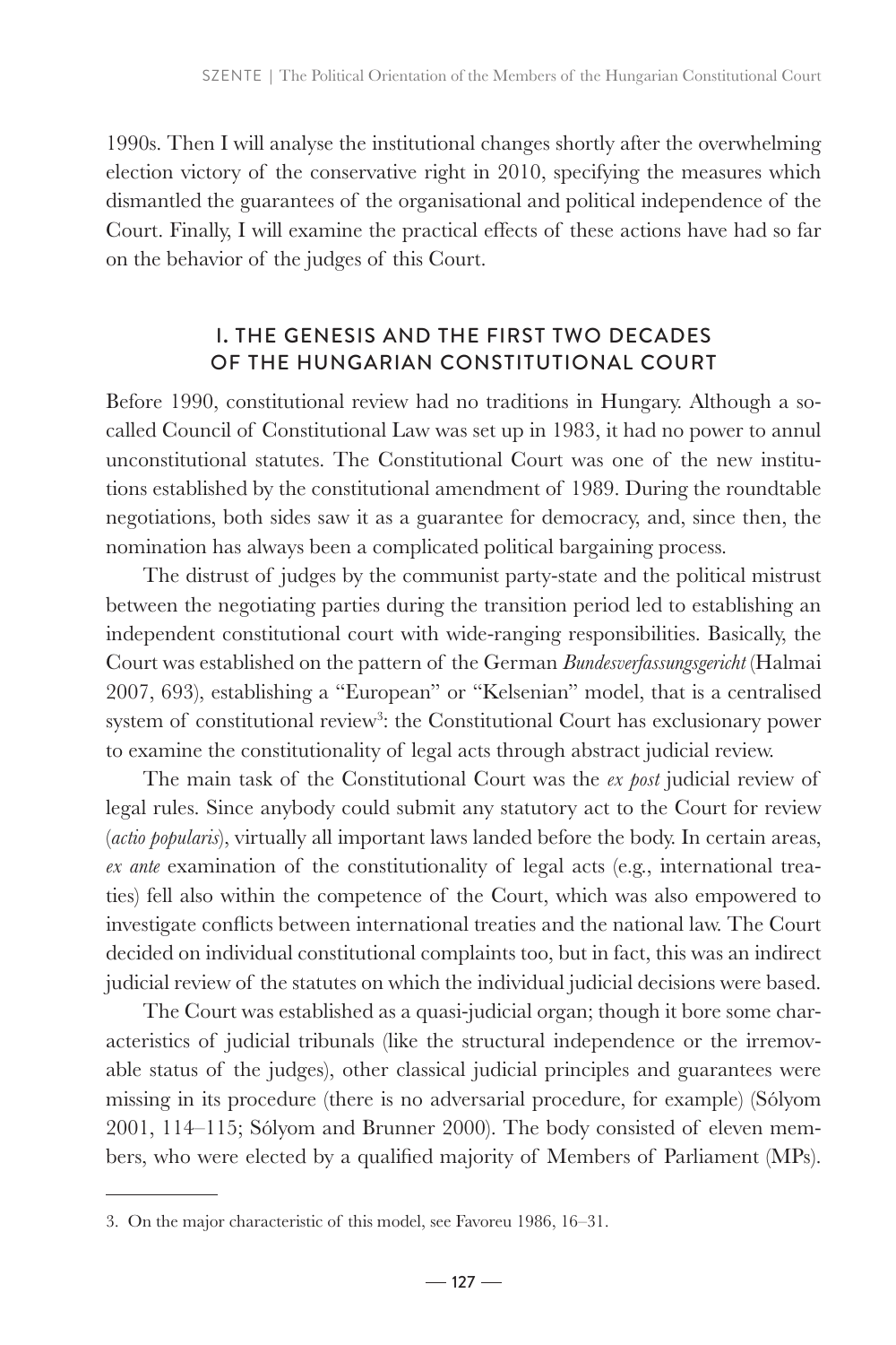1990s. Then I will analyse the institutional changes shortly after the overwhelming election victory of the conservative right in 2010, specifying the measures which dismantled the guarantees of the organisational and political independence of the Court. Finally, I will examine the practical effects of these actions have had so far on the behavior of the judges of this Court.

## I. THE GENESIS AND THE FIRST TWO DECADES OF THE HUNGARIAN CONSTITUTIONAL COURT

Before 1990, constitutional review had no traditions in Hungary. Although a so-called Council of Constitutional Law was set up in 1983, it had no power to annul unconstitutional statutes. The Constitutional Court was one of the new institutions established by the constitutional amendment of 1989. During the roundtable negotiations, both sides saw it as a guarantee for democracy, and, since then, the nomination has always been a complicated political bargaining process.

The distrust of judges by the communist party-state and the political mistrust between the negotiating parties during the transition period led to establishing an independent constitutional court with wide-ranging responsibilities. Basically, the Court was established on the pattern of the German *Bundesverfassungsgericht* (Halmai 2007, 693), establishing a "European" or "Kelsenian" model, that is a centralised system of constitutional review[3]: the Constitutional Court has exclusionary power to examine the constitutionality of legal acts through abstract judicial review.

The main task of the Constitutional Court was the *ex post* judicial review of legal rules. Since anybody could submit any statutory act to the Court for review (*actio popularis*), virtually all important laws landed before the body. In certain areas, *ex ante* examination of the constitutionality of legal acts (e.g., international treaties) fell also within the competence of the Court, which was also empowered to investigate conflicts between international treaties and the national law. The Court decided on individual constitutional complaints too, but in fact, this was an indirect judicial review of the statutes on which the individual judicial decisions were based.

The Court was established as a quasi-judicial organ; though it bore some characteristics of judicial tribunals (like the structural independence or the irremovable status of the judges), other classical judicial principles and guarantees were missing in its procedure (there is no adversarial procedure, for example) (Sólyom 2001, 114–115; Sólyom and Brunner 2000). The body consisted of eleven members, who were elected by a qualified majority of Members of Parliament (MPs).

---

3. On the major characteristic of this model, see Favoreu 1986, 16–31.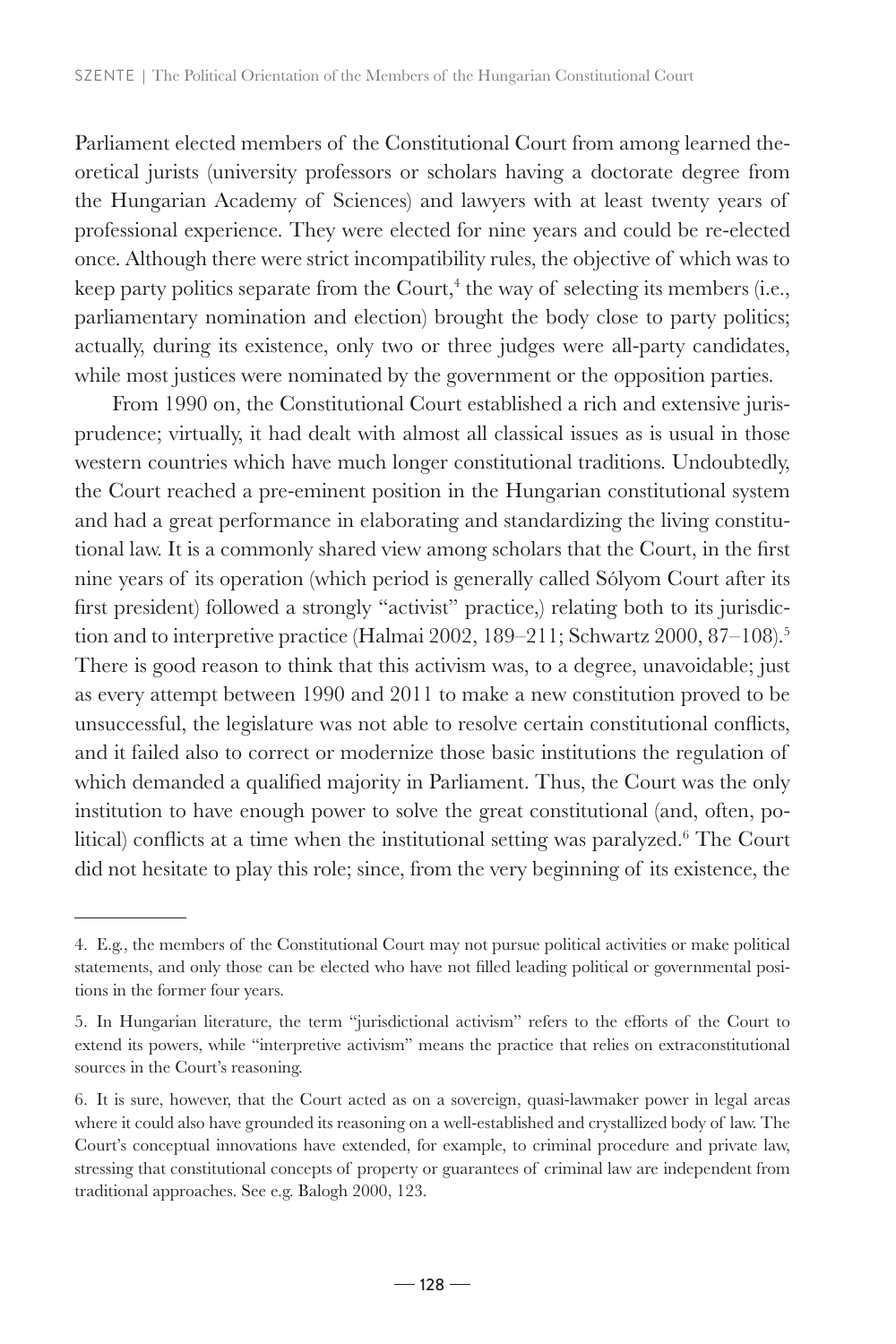Parliament elected members of the Constitutional Court from among learned theoretical jurists (university professors or scholars having a doctorate degree from the Hungarian Academy of Sciences) and lawyers with at least twenty years of professional experience. They were elected for nine years and could be re-elected once. Although there were strict incompatibility rules, the objective of which was to keep party politics separate from the Court,[4] the way of selecting its members (i.e., parliamentary nomination and election) brought the body close to party politics; actually, during its existence, only two or three judges were all-party candidates, while most justices were nominated by the government or the opposition parties.

From 1990 on, the Constitutional Court established a rich and extensive jurisprudence; virtually, it had dealt with almost all classical issues as is usual in those western countries which have much longer constitutional traditions. Undoubtedly, the Court reached a pre-eminent position in the Hungarian constitutional system and had a great performance in elaborating and standardizing the living constitutional law. It is a commonly shared view among scholars that the Court, in the first nine years of its operation (which period is generally called Sólyom Court after its first president) followed a strongly "activist" practice,) relating both to its jurisdiction and to interpretive practice (Halmai 2002, 189–211; Schwartz 2000, 87–108).[5] There is good reason to think that this activism was, to a degree, unavoidable; just as every attempt between 1990 and 2011 to make a new constitution proved to be unsuccessful, the legislature was not able to resolve certain constitutional conflicts, and it failed also to correct or modernize those basic institutions the regulation of which demanded a qualified majority in Parliament. Thus, the Court was the only institution to have enough power to solve the great constitutional (and, often, political) conflicts at a time when the institutional setting was paralyzed.[6] The Court did not hesitate to play this role; since, from the very beginning of its existence, the

---

4. E.g., the members of the Constitutional Court may not pursue political activities or make political statements, and only those can be elected who have not filled leading political or governmental positions in the former four years.

5. In Hungarian literature, the term "jurisdictional activism" refers to the efforts of the Court to extend its powers, while "interpretive activism" means the practice that relies on extraconstitutional sources in the Court's reasoning.

6. It is sure, however, that the Court acted as on a sovereign, quasi-lawmaker power in legal areas where it could also have grounded its reasoning on a well-established and crystallized body of law. The Court's conceptual innovations have extended, for example, to criminal procedure and private law, stressing that constitutional concepts of property or guarantees of criminal law are independent from traditional approaches. See e.g. Balogh 2000, 123.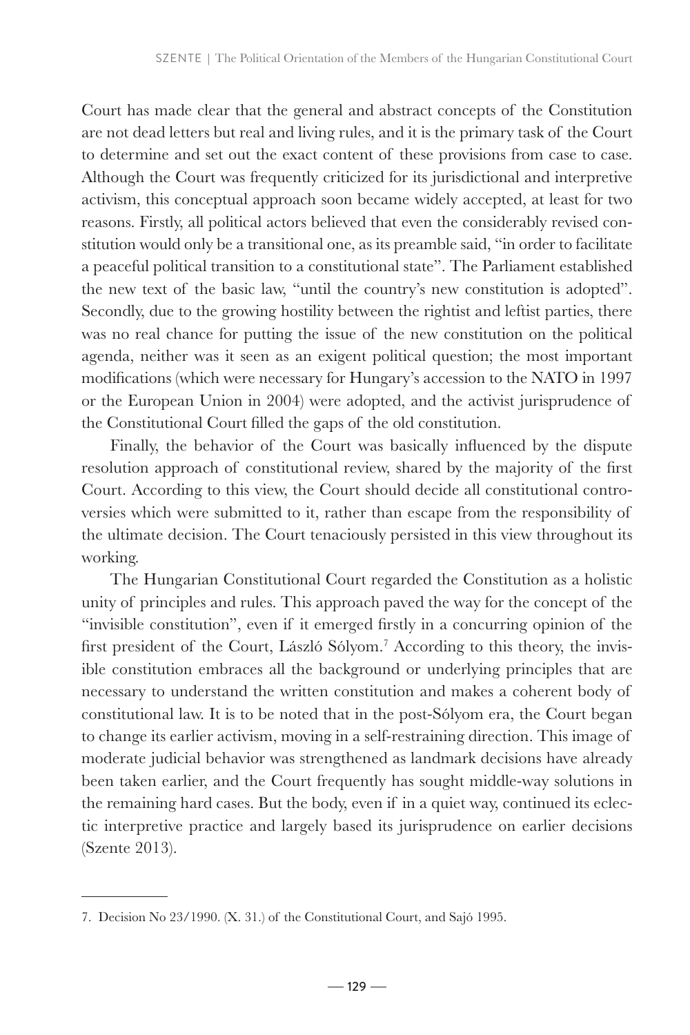Court has made clear that the general and abstract concepts of the Constitution are not dead letters but real and living rules, and it is the primary task of the Court to determine and set out the exact content of these provisions from case to case. Although the Court was frequently criticized for its jurisdictional and interpretive activism, this conceptual approach soon became widely accepted, at least for two reasons. Firstly, all political actors believed that even the considerably revised constitution would only be a transitional one, as its preamble said, "in order to facilitate a peaceful political transition to a constitutional state". The Parliament established the new text of the basic law, "until the country's new constitution is adopted". Secondly, due to the growing hostility between the rightist and leftist parties, there was no real chance for putting the issue of the new constitution on the political agenda, neither was it seen as an exigent political question; the most important modifications (which were necessary for Hungary's accession to the NATO in 1997 or the European Union in 2004) were adopted, and the activist jurisprudence of the Constitutional Court filled the gaps of the old constitution.

Finally, the behavior of the Court was basically influenced by the dispute resolution approach of constitutional review, shared by the majority of the first Court. According to this view, the Court should decide all constitutional controversies which were submitted to it, rather than escape from the responsibility of the ultimate decision. The Court tenaciously persisted in this view throughout its working.

The Hungarian Constitutional Court regarded the Constitution as a holistic unity of principles and rules. This approach paved the way for the concept of the "invisible constitution", even if it emerged firstly in a concurring opinion of the first president of the Court, László Sólyom.[7] According to this theory, the invisible constitution embraces all the background or underlying principles that are necessary to understand the written constitution and makes a coherent body of constitutional law. It is to be noted that in the post-Sólyom era, the Court began to change its earlier activism, moving in a self-restraining direction. This image of moderate judicial behavior was strengthened as landmark decisions have already been taken earlier, and the Court frequently has sought middle-way solutions in the remaining hard cases. But the body, even if in a quiet way, continued its eclectic interpretive practice and largely based its jurisprudence on earlier decisions (Szente 2013).

---

7. Decision No 23/1990. (X. 31.) of the Constitutional Court, and Sajó 1995.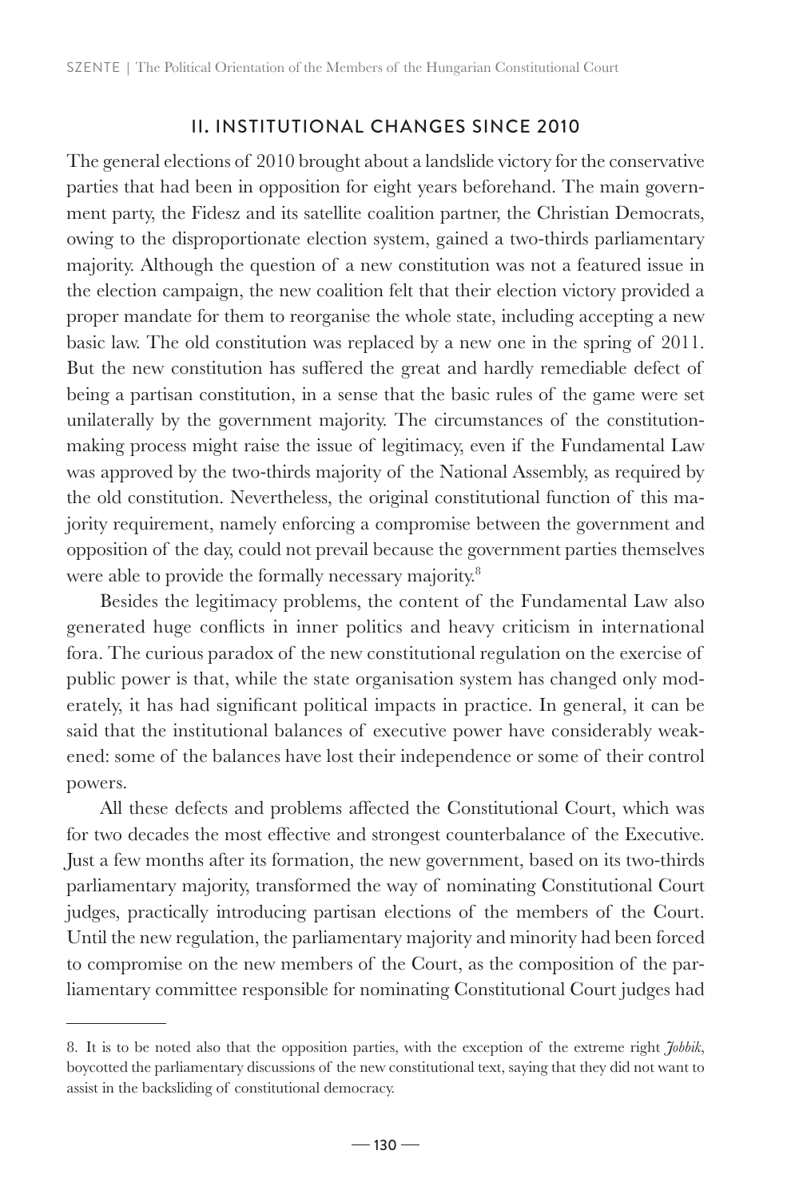## II. INSTITUTIONAL CHANGES SINCE 2010

The general elections of 2010 brought about a landslide victory for the conservative parties that had been in opposition for eight years beforehand. The main government party, the Fidesz and its satellite coalition partner, the Christian Democrats, owing to the disproportionate election system, gained a two-thirds parliamentary majority. Although the question of a new constitution was not a featured issue in the election campaign, the new coalition felt that their election victory provided a proper mandate for them to reorganise the whole state, including accepting a new basic law. The old constitution was replaced by a new one in the spring of 2011. But the new constitution has suffered the great and hardly remediable defect of being a partisan constitution, in a sense that the basic rules of the game were set unilaterally by the government majority. The circumstances of the constitution-making process might raise the issue of legitimacy, even if the Fundamental Law was approved by the two-thirds majority of the National Assembly, as required by the old constitution. Nevertheless, the original constitutional function of this majority requirement, namely enforcing a compromise between the government and opposition of the day, could not prevail because the government parties themselves were able to provide the formally necessary majority.[8]

Besides the legitimacy problems, the content of the Fundamental Law also generated huge conflicts in inner politics and heavy criticism in international fora. The curious paradox of the new constitutional regulation on the exercise of public power is that, while the state organisation system has changed only moderately, it has had significant political impacts in practice. In general, it can be said that the institutional balances of executive power have considerably weakened: some of the balances have lost their independence or some of their control powers.

All these defects and problems affected the Constitutional Court, which was for two decades the most effective and strongest counterbalance of the Executive. Just a few months after its formation, the new government, based on its two-thirds parliamentary majority, transformed the way of nominating Constitutional Court judges, practically introducing partisan elections of the members of the Court. Until the new regulation, the parliamentary majority and minority had been forced to compromise on the new members of the Court, as the composition of the parliamentary committee responsible for nominating Constitutional Court judges had

---

8. It is to be noted also that the opposition parties, with the exception of the extreme right *Jobbik*, boycotted the parliamentary discussions of the new constitutional text, saying that they did not want to assist in the backsliding of constitutional democracy.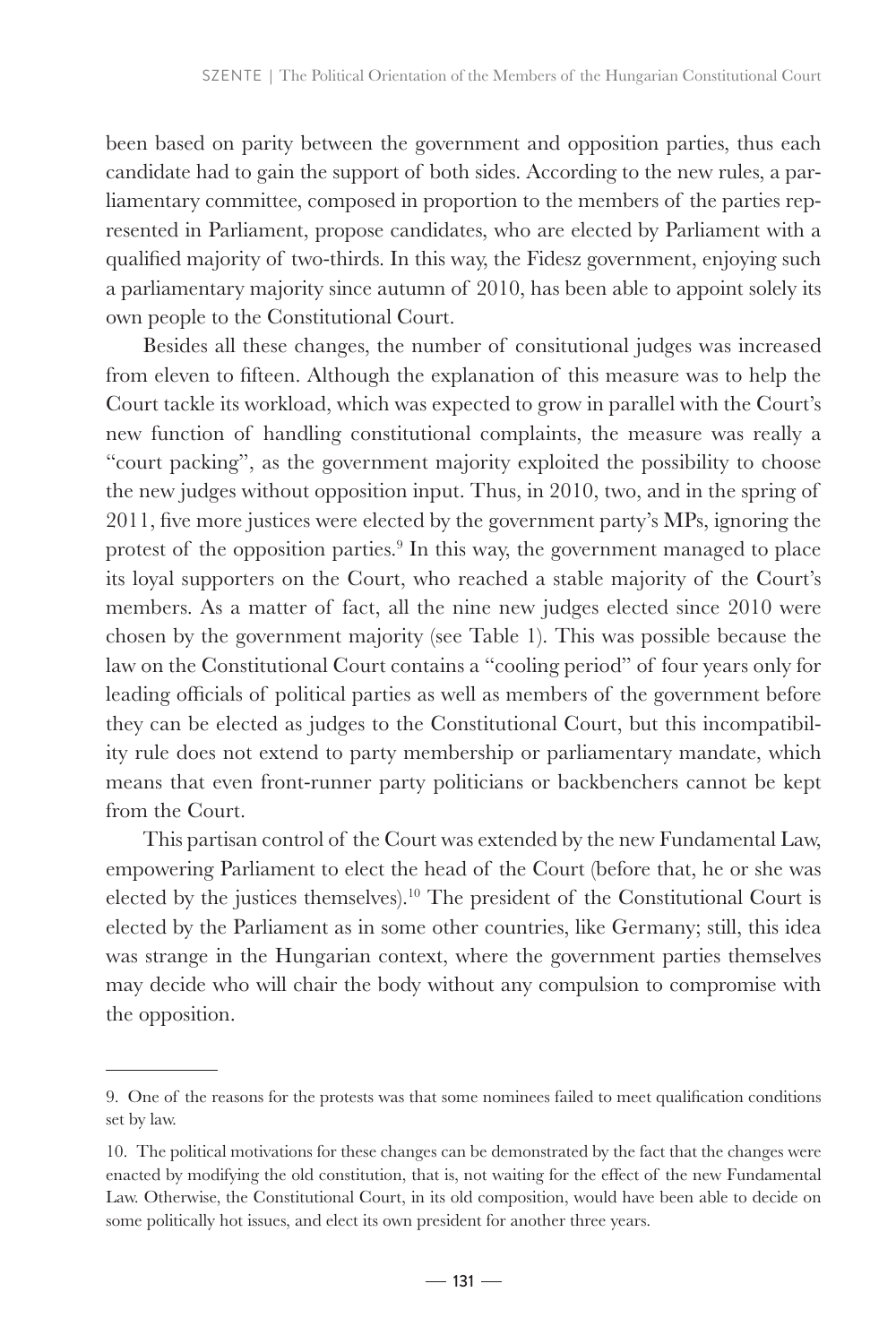been based on parity between the government and opposition parties, thus each candidate had to gain the support of both sides. According to the new rules, a parliamentary committee, composed in proportion to the members of the parties represented in Parliament, propose candidates, who are elected by Parliament with a qualified majority of two-thirds. In this way, the Fidesz government, enjoying such a parliamentary majority since autumn of 2010, has been able to appoint solely its own people to the Constitutional Court.

Besides all these changes, the number of consitutional judges was increased from eleven to fifteen. Although the explanation of this measure was to help the Court tackle its workload, which was expected to grow in parallel with the Court's new function of handling constitutional complaints, the measure was really a "court packing", as the government majority exploited the possibility to choose the new judges without opposition input. Thus, in 2010, two, and in the spring of 2011, five more justices were elected by the government party's MPs, ignoring the protest of the opposition parties.[9] In this way, the government managed to place its loyal supporters on the Court, who reached a stable majority of the Court's members. As a matter of fact, all the nine new judges elected since 2010 were chosen by the government majority (see Table 1). This was possible because the law on the Constitutional Court contains a "cooling period" of four years only for leading officials of political parties as well as members of the government before they can be elected as judges to the Constitutional Court, but this incompatibility rule does not extend to party membership or parliamentary mandate, which means that even front-runner party politicians or backbenchers cannot be kept from the Court.

This partisan control of the Court was extended by the new Fundamental Law, empowering Parliament to elect the head of the Court (before that, he or she was elected by the justices themselves).[10] The president of the Constitutional Court is elected by the Parliament as in some other countries, like Germany; still, this idea was strange in the Hungarian context, where the government parties themselves may decide who will chair the body without any compulsion to compromise with the opposition.

---

9. One of the reasons for the protests was that some nominees failed to meet qualification conditions set by law.

10. The political motivations for these changes can be demonstrated by the fact that the changes were enacted by modifying the old constitution, that is, not waiting for the effect of the new Fundamental Law. Otherwise, the Constitutional Court, in its old composition, would have been able to decide on some politically hot issues, and elect its own president for another three years.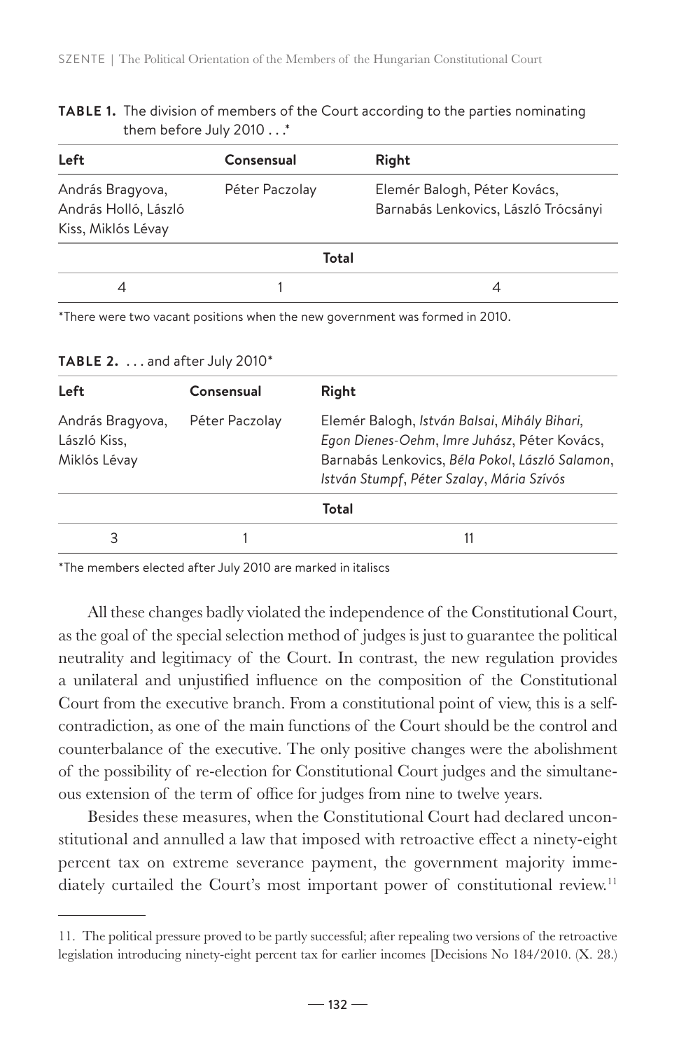**TABLE 1.** The division of members of the Court according to the parties nominating them before July 2010 . . .*

| Left | Consensual | Right |
|---|---|---|
| András Bragyova, András Holló, László Kiss, Miklós Lévay | Péter Paczolay | Elemér Balogh, Péter Kovács, Barnabás Lenkovics, László Trócsányi |
| | **Total** | |
| 4 | 1 | 4 |

*There were two vacant positions when the new government was formed in 2010.

**TABLE 2.** . . . and after July 2010*

| Left | Consensual | Right |
|---|---|---|
| András Bragyova, László Kiss, Miklós Lévay | Péter Paczolay | Elemér Balogh, *István Balsai*, *Mihály Bihari*, *Egon Dienes-Oehm*, *Imre Juhász*, Péter Kovács, Barnabás Lenkovics, *Béla Pokol*, *László Salamon*, *István Stumpf*, *Péter Szalay*, *Mária Szívós* |
| | **Total** | |
| 3 | 1 | 11 |

*The members elected after July 2010 are marked in italiscs

All these changes badly violated the independence of the Constitutional Court, as the goal of the special selection method of judges is just to guarantee the political neutrality and legitimacy of the Court. In contrast, the new regulation provides a unilateral and unjustified influence on the composition of the Constitutional Court from the executive branch. From a constitutional point of view, this is a self-contradiction, as one of the main functions of the Court should be the control and counterbalance of the executive. The only positive changes were the abolishment of the possibility of re-election for Constitutional Court judges and the simultaneous extension of the term of office for judges from nine to twelve years.

Besides these measures, when the Constitutional Court had declared unconstitutional and annulled a law that imposed with retroactive effect a ninety-eight percent tax on extreme severance payment, the government majority immediately curtailed the Court's most important power of constitutional review.[11]

---

11. The political pressure proved to be partly successful; after repealing two versions of the retroactive legislation introducing ninety-eight percent tax for earlier incomes [Decisions No 184/2010. (X. 28.)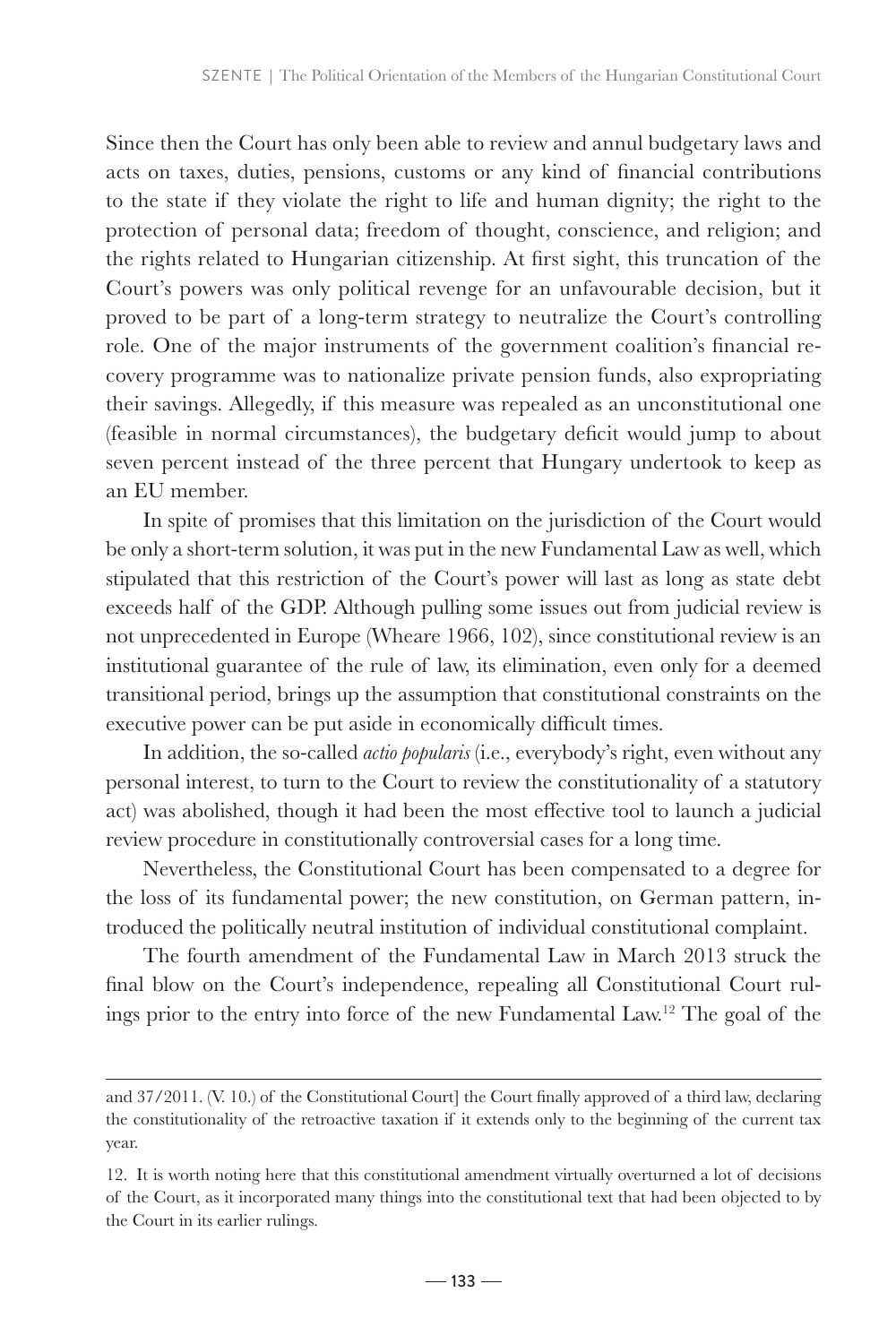Since then the Court has only been able to review and annul budgetary laws and acts on taxes, duties, pensions, customs or any kind of financial contributions to the state if they violate the right to life and human dignity; the right to the protection of personal data; freedom of thought, conscience, and religion; and the rights related to Hungarian citizenship. At first sight, this truncation of the Court's powers was only political revenge for an unfavourable decision, but it proved to be part of a long-term strategy to neutralize the Court's controlling role. One of the major instruments of the government coalition's financial recovery programme was to nationalize private pension funds, also expropriating their savings. Allegedly, if this measure was repealed as an unconstitutional one (feasible in normal circumstances), the budgetary deficit would jump to about seven percent instead of the three percent that Hungary undertook to keep as an EU member.

In spite of promises that this limitation on the jurisdiction of the Court would be only a short-term solution, it was put in the new Fundamental Law as well, which stipulated that this restriction of the Court's power will last as long as state debt exceeds half of the GDP. Although pulling some issues out from judicial review is not unprecedented in Europe (Wheare 1966, 102), since constitutional review is an institutional guarantee of the rule of law, its elimination, even only for a deemed transitional period, brings up the assumption that constitutional constraints on the executive power can be put aside in economically difficult times.

In addition, the so-called *actio popularis* (i.e., everybody's right, even without any personal interest, to turn to the Court to review the constitutionality of a statutory act) was abolished, though it had been the most effective tool to launch a judicial review procedure in constitutionally controversial cases for a long time.

Nevertheless, the Constitutional Court has been compensated to a degree for the loss of its fundamental power; the new constitution, on German pattern, introduced the politically neutral institution of individual constitutional complaint.

The fourth amendment of the Fundamental Law in March 2013 struck the final blow on the Court's independence, repealing all Constitutional Court rulings prior to the entry into force of the new Fundamental Law.[12] The goal of the

---

and 37/2011. (V. 10.) of the Constitutional Court] the Court finally approved of a third law, declaring the constitutionality of the retroactive taxation if it extends only to the beginning of the current tax year.

12. It is worth noting here that this constitutional amendment virtually overturned a lot of decisions of the Court, as it incorporated many things into the constitutional text that had been objected to by the Court in its earlier rulings.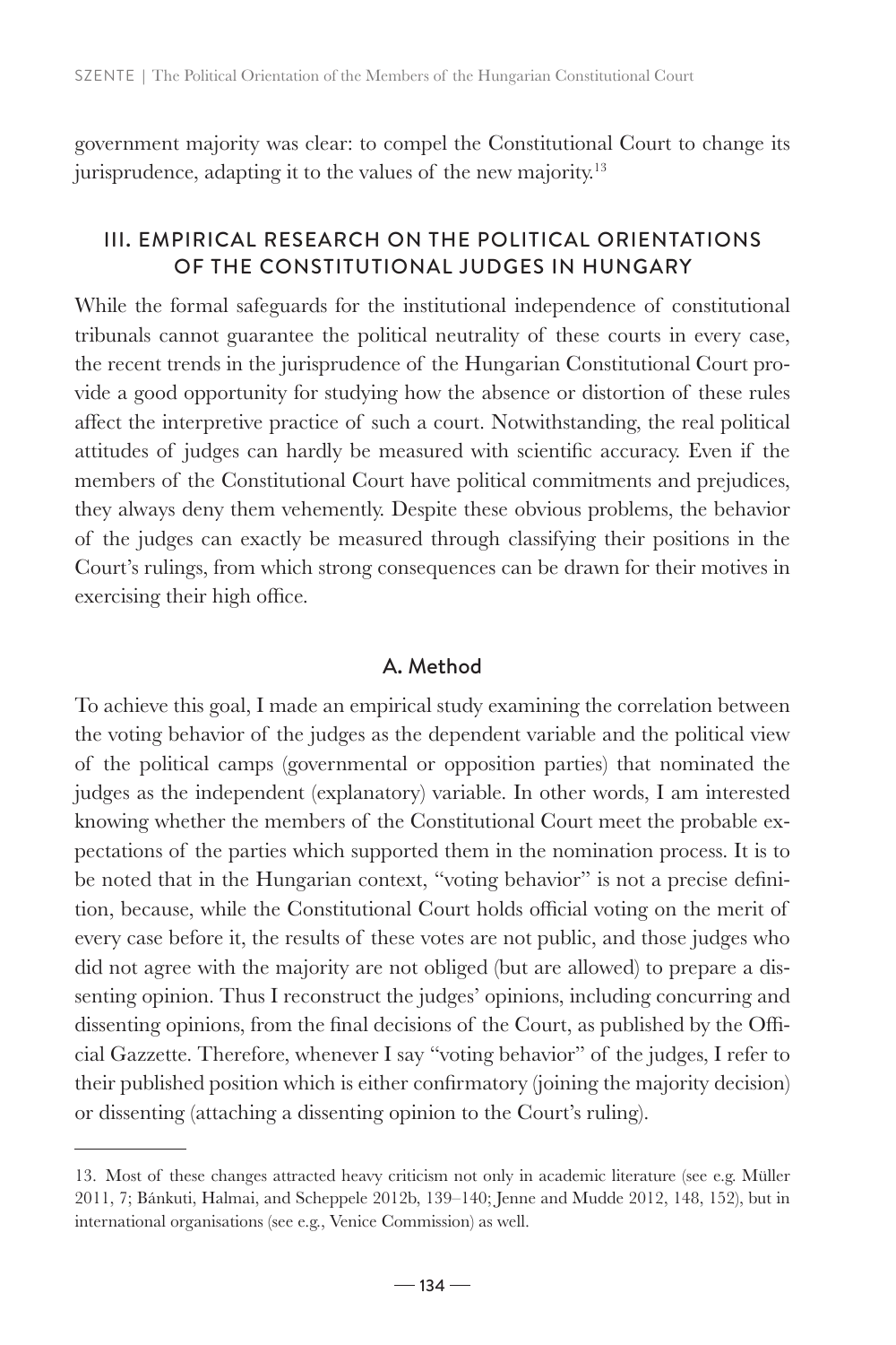government majority was clear: to compel the Constitutional Court to change its jurisprudence, adapting it to the values of the new majority.[13]

## III. EMPIRICAL RESEARCH ON THE POLITICAL ORIENTATIONS OF THE CONSTITUTIONAL JUDGES IN HUNGARY

While the formal safeguards for the institutional independence of constitutional tribunals cannot guarantee the political neutrality of these courts in every case, the recent trends in the jurisprudence of the Hungarian Constitutional Court provide a good opportunity for studying how the absence or distortion of these rules affect the interpretive practice of such a court. Notwithstanding, the real political attitudes of judges can hardly be measured with scientific accuracy. Even if the members of the Constitutional Court have political commitments and prejudices, they always deny them vehemently. Despite these obvious problems, the behavior of the judges can exactly be measured through classifying their positions in the Court's rulings, from which strong consequences can be drawn for their motives in exercising their high office.

### A. Method

To achieve this goal, I made an empirical study examining the correlation between the voting behavior of the judges as the dependent variable and the political view of the political camps (governmental or opposition parties) that nominated the judges as the independent (explanatory) variable. In other words, I am interested knowing whether the members of the Constitutional Court meet the probable expectations of the parties which supported them in the nomination process. It is to be noted that in the Hungarian context, "voting behavior" is not a precise definition, because, while the Constitutional Court holds official voting on the merit of every case before it, the results of these votes are not public, and those judges who did not agree with the majority are not obliged (but are allowed) to prepare a dissenting opinion. Thus I reconstruct the judges' opinions, including concurring and dissenting opinions, from the final decisions of the Court, as published by the Official Gazzette. Therefore, whenever I say "voting behavior" of the judges, I refer to their published position which is either confirmatory (joining the majority decision) or dissenting (attaching a dissenting opinion to the Court's ruling).

---

13. Most of these changes attracted heavy criticism not only in academic literature (see e.g. Müller 2011, 7; Bánkuti, Halmai, and Scheppele 2012b, 139–140; Jenne and Mudde 2012, 148, 152), but in international organisations (see e.g., Venice Commission) as well.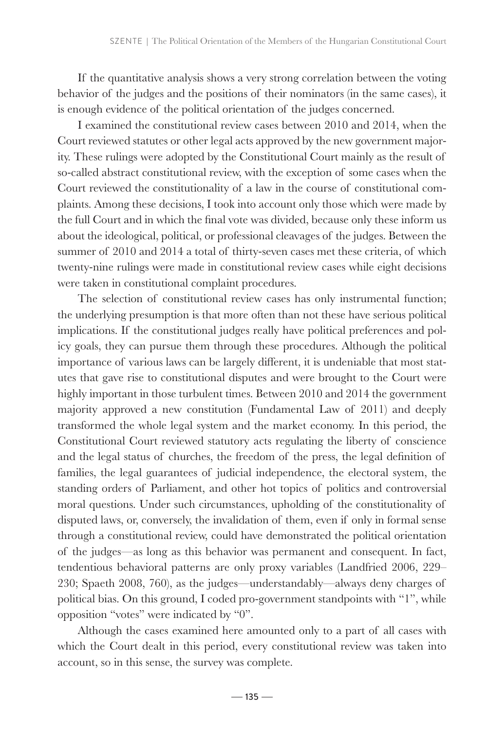If the quantitative analysis shows a very strong correlation between the voting behavior of the judges and the positions of their nominators (in the same cases), it is enough evidence of the political orientation of the judges concerned.

I examined the constitutional review cases between 2010 and 2014, when the Court reviewed statutes or other legal acts approved by the new government majority. These rulings were adopted by the Constitutional Court mainly as the result of so-called abstract constitutional review, with the exception of some cases when the Court reviewed the constitutionality of a law in the course of constitutional complaints. Among these decisions, I took into account only those which were made by the full Court and in which the final vote was divided, because only these inform us about the ideological, political, or professional cleavages of the judges. Between the summer of 2010 and 2014 a total of thirty-seven cases met these criteria, of which twenty-nine rulings were made in constitutional review cases while eight decisions were taken in constitutional complaint procedures.

The selection of constitutional review cases has only instrumental function; the underlying presumption is that more often than not these have serious political implications. If the constitutional judges really have political preferences and policy goals, they can pursue them through these procedures. Although the political importance of various laws can be largely different, it is undeniable that most statutes that gave rise to constitutional disputes and were brought to the Court were highly important in those turbulent times. Between 2010 and 2014 the government majority approved a new constitution (Fundamental Law of 2011) and deeply transformed the whole legal system and the market economy. In this period, the Constitutional Court reviewed statutory acts regulating the liberty of conscience and the legal status of churches, the freedom of the press, the legal definition of families, the legal guarantees of judicial independence, the electoral system, the standing orders of Parliament, and other hot topics of politics and controversial moral questions. Under such circumstances, upholding of the constitutionality of disputed laws, or, conversely, the invalidation of them, even if only in formal sense through a constitutional review, could have demonstrated the political orientation of the judges—as long as this behavior was permanent and consequent. In fact, tendentious behavioral patterns are only proxy variables (Landfried 2006, 229–230; Spaeth 2008, 760), as the judges—understandably—always deny charges of political bias. On this ground, I coded pro-government standpoints with "1", while opposition "votes" were indicated by "0".

Although the cases examined here amounted only to a part of all cases with which the Court dealt in this period, every constitutional review was taken into account, so in this sense, the survey was complete.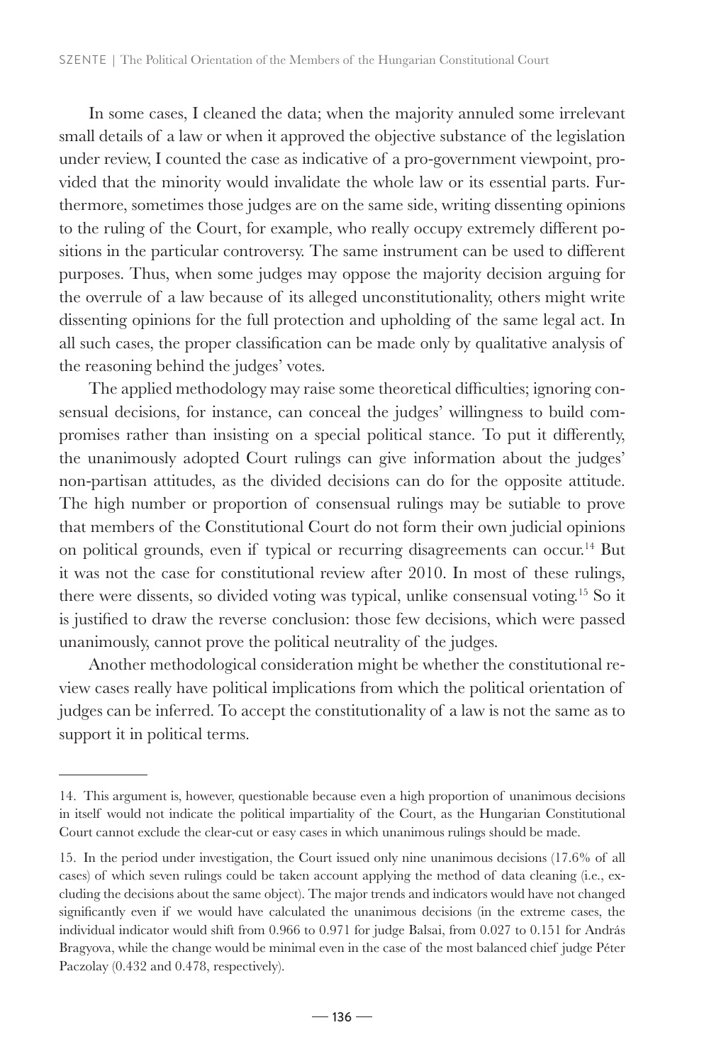In some cases, I cleaned the data; when the majority annuled some irrelevant small details of a law or when it approved the objective substance of the legislation under review, I counted the case as indicative of a pro-government viewpoint, provided that the minority would invalidate the whole law or its essential parts. Furthermore, sometimes those judges are on the same side, writing dissenting opinions to the ruling of the Court, for example, who really occupy extremely different positions in the particular controversy. The same instrument can be used to different purposes. Thus, when some judges may oppose the majority decision arguing for the overrule of a law because of its alleged unconstitutionality, others might write dissenting opinions for the full protection and upholding of the same legal act. In all such cases, the proper classification can be made only by qualitative analysis of the reasoning behind the judges' votes.

The applied methodology may raise some theoretical difficulties; ignoring consensual decisions, for instance, can conceal the judges' willingness to build compromises rather than insisting on a special political stance. To put it differently, the unanimously adopted Court rulings can give information about the judges' non-partisan attitudes, as the divided decisions can do for the opposite attitude. The high number or proportion of consensual rulings may be sutiable to prove that members of the Constitutional Court do not form their own judicial opinions on political grounds, even if typical or recurring disagreements can occur.[14] But it was not the case for constitutional review after 2010. In most of these rulings, there were dissents, so divided voting was typical, unlike consensual voting.[15] So it is justified to draw the reverse conclusion: those few decisions, which were passed unanimously, cannot prove the political neutrality of the judges.

Another methodological consideration might be whether the constitutional review cases really have political implications from which the political orientation of judges can be inferred. To accept the constitutionality of a law is not the same as to support it in political terms.

---

14. This argument is, however, questionable because even a high proportion of unanimous decisions in itself would not indicate the political impartiality of the Court, as the Hungarian Constitutional Court cannot exclude the clear-cut or easy cases in which unanimous rulings should be made.

15. In the period under investigation, the Court issued only nine unanimous decisions (17.6% of all cases) of which seven rulings could be taken account applying the method of data cleaning (i.e., excluding the decisions about the same object). The major trends and indicators would have not changed significantly even if we would have calculated the unanimous decisions (in the extreme cases, the individual indicator would shift from 0.966 to 0.971 for judge Balsai, from 0.027 to 0.151 for András Bragyova, while the change would be minimal even in the case of the most balanced chief judge Péter Paczolay (0.432 and 0.478, respectively).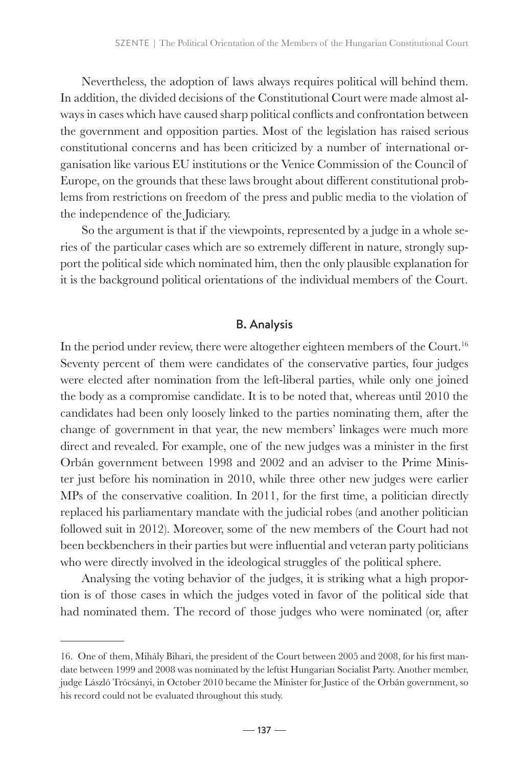Nevertheless, the adoption of laws always requires political will behind them. In addition, the divided decisions of the Constitutional Court were made almost always in cases which have caused sharp political conflicts and confrontation between the government and opposition parties. Most of the legislation has raised serious constitutional concerns and has been criticized by a number of international organisation like various EU institutions or the Venice Commission of the Council of Europe, on the grounds that these laws brought about different constitutional problems from restrictions on freedom of the press and public media to the violation of the independence of the Judiciary.

So the argument is that if the viewpoints, represented by a judge in a whole series of the particular cases which are so extremely different in nature, strongly support the political side which nominated him, then the only plausible explanation for it is the background political orientations of the individual members of the Court.

## B. Analysis

In the period under review, there were altogether eighteen members of the Court.[16] Seventy percent of them were candidates of the conservative parties, four judges were elected after nomination from the left-liberal parties, while only one joined the body as a compromise candidate. It is to be noted that, whereas until 2010 the candidates had been only loosely linked to the parties nominating them, after the change of government in that year, the new members' linkages were much more direct and revealed. For example, one of the new judges was a minister in the first Orbán government between 1998 and 2002 and an adviser to the Prime Minister just before his nomination in 2010, while three other new judges were earlier MPs of the conservative coalition. In 2011, for the first time, a politician directly replaced his parliamentary mandate with the judicial robes (and another politician followed suit in 2012). Moreover, some of the new members of the Court had not been beckbenchers in their parties but were influential and veteran party politicians who were directly involved in the ideological struggles of the political sphere.

Analysing the voting behavior of the judges, it is striking what a high proportion is of those cases in which the judges voted in favor of the political side that had nominated them. The record of those judges who were nominated (or, after

16. One of them, Mihály Bihari, the president of the Court between 2005 and 2008, for his first mandate between 1999 and 2008 was nominated by the leftist Hungarian Socialist Party. Another member, judge László Trócsányi, in October 2010 became the Minister for Justice of the Orbán government, so his record could not be evaluated throughout this study.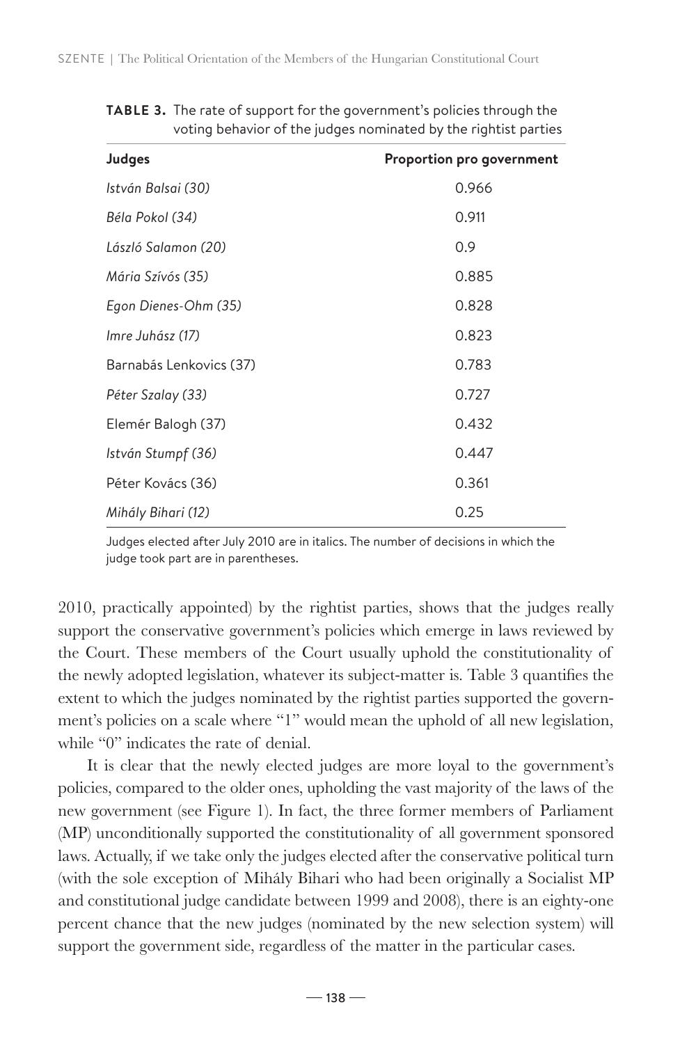**TABLE 3.** The rate of support for the government's policies through the voting behavior of the judges nominated by the rightist parties

| Judges | Proportion pro government |
|---|---|
| *István Balsai (30)* | 0.966 |
| *Béla Pokol (34)* | 0.911 |
| *László Salamon (20)* | 0.9 |
| *Mária Szívós (35)* | 0.885 |
| *Egon Dienes-Ohm (35)* | 0.828 |
| *Imre Juhász (17)* | 0.823 |
| Barnabás Lenkovics (37) | 0.783 |
| *Péter Szalay (33)* | 0.727 |
| Elemér Balogh (37) | 0.432 |
| *István Stumpf (36)* | 0.447 |
| Péter Kovács (36) | 0.361 |
| *Mihály Bihari (12)* | 0.25 |

Judges elected after July 2010 are in italics. The number of decisions in which the judge took part are in parentheses.

2010, practically appointed) by the rightist parties, shows that the judges really support the conservative government's policies which emerge in laws reviewed by the Court. These members of the Court usually uphold the constitutionality of the newly adopted legislation, whatever its subject-matter is. Table 3 quantifies the extent to which the judges nominated by the rightist parties supported the government's policies on a scale where "1" would mean the uphold of all new legislation, while "0" indicates the rate of denial.

It is clear that the newly elected judges are more loyal to the government's policies, compared to the older ones, upholding the vast majority of the laws of the new government (see Figure 1). In fact, the three former members of Parliament (MP) unconditionally supported the constitutionality of all government sponsored laws. Actually, if we take only the judges elected after the conservative political turn (with the sole exception of Mihály Bihari who had been originally a Socialist MP and constitutional judge candidate between 1999 and 2008), there is an eighty-one percent chance that the new judges (nominated by the new selection system) will support the government side, regardless of the matter in the particular cases.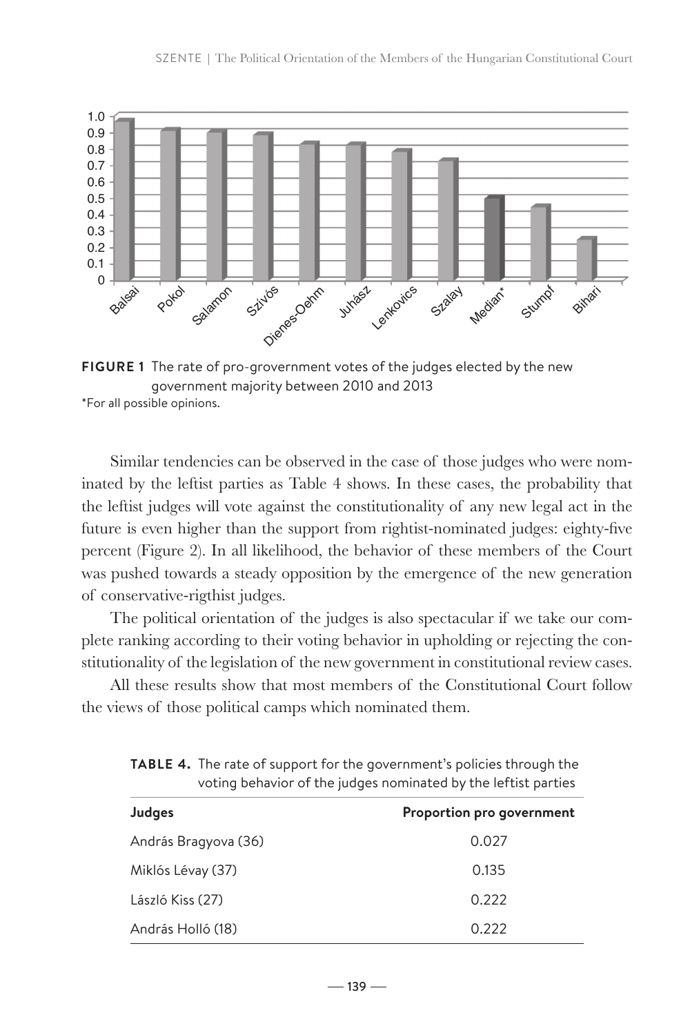**FIGURE 1** The rate of pro-grovernment votes of the judges elected by the new government majority between 2010 and 2013

*For all possible opinions.

Similar tendencies can be observed in the case of those judges who were nominated by the leftist parties as Table 4 shows. In these cases, the probability that the leftist judges will vote against the constitutionality of any new legal act in the future is even higher than the support from rightist-nominated judges: eighty-five percent (Figure 2). In all likelihood, the behavior of these members of the Court was pushed towards a steady opposition by the emergence of the new generation of conservative-rigthist judges.

The political orientation of the judges is also spectacular if we take our complete ranking according to their voting behavior in upholding or rejecting the constitutionality of the legislation of the new government in constitutional review cases.

All these results show that most members of the Constitutional Court follow the views of those political camps which nominated them.

**TABLE 4.** The rate of support for the government's policies through the voting behavior of the judges nominated by the leftist parties

| Judges | Proportion pro government |
|---|---|
| András Bragyova (36) | 0.027 |
| Miklós Lévay (37) | 0.135 |
| László Kiss (27) | 0.222 |
| András Holló (18) | 0.222 |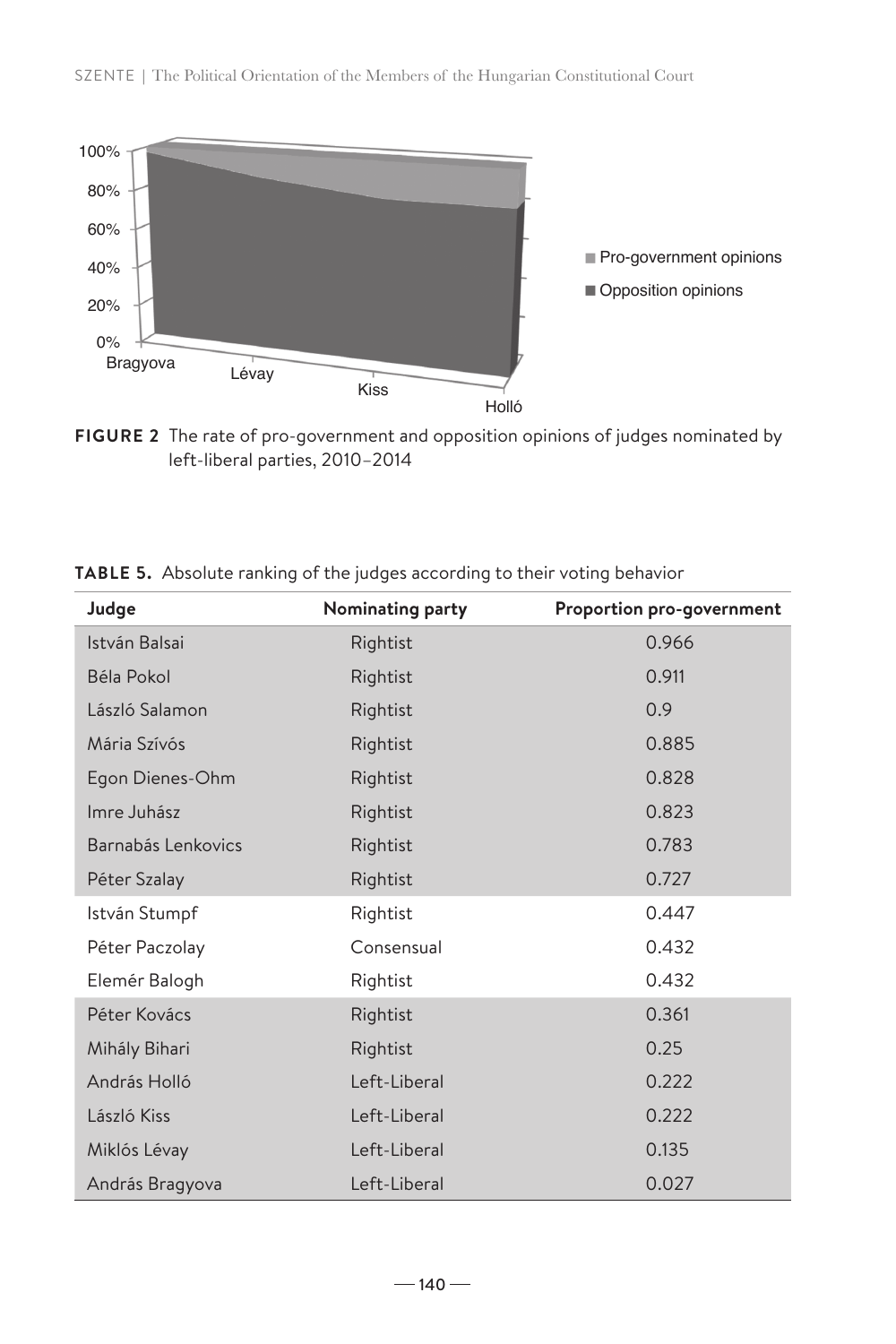**FIGURE 2** The rate of pro-government and opposition opinions of judges nominated by left-liberal parties, 2010–2014

**TABLE 5.** Absolute ranking of the judges according to their voting behavior

| Judge | Nominating party | Proportion pro-government |
|---|---|---|
| István Balsai | Rightist | 0.966 |
| Béla Pokol | Rightist | 0.911 |
| László Salamon | Rightist | 0.9 |
| Mária Szívós | Rightist | 0.885 |
| Egon Dienes-Ohm | Rightist | 0.828 |
| Imre Juhász | Rightist | 0.823 |
| Barnabás Lenkovics | Rightist | 0.783 |
| Péter Szalay | Rightist | 0.727 |
| István Stumpf | Rightist | 0.447 |
| Péter Paczolay | Consensual | 0.432 |
| Elemér Balogh | Rightist | 0.432 |
| Péter Kovács | Rightist | 0.361 |
| Mihály Bihari | Rightist | 0.25 |
| András Holló | Left-Liberal | 0.222 |
| László Kiss | Left-Liberal | 0.222 |
| Miklós Lévay | Left-Liberal | 0.135 |
| András Bragyova | Left-Liberal | 0.027 |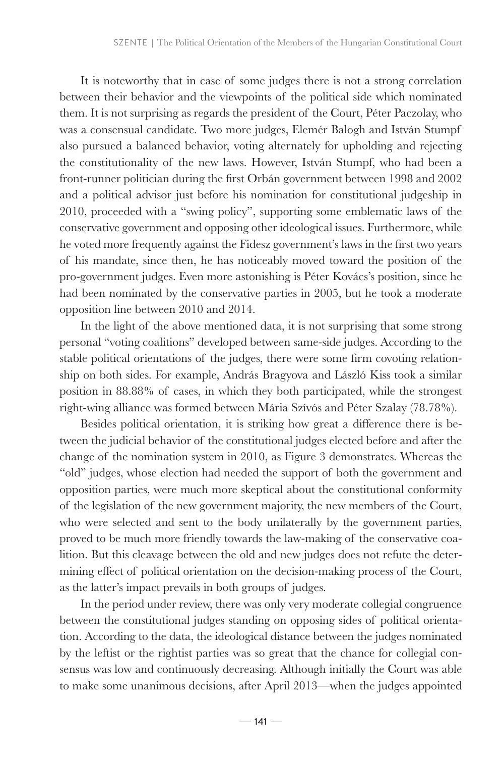It is noteworthy that in case of some judges there is not a strong correlation between their behavior and the viewpoints of the political side which nominated them. It is not surprising as regards the president of the Court, Péter Paczolay, who was a consensual candidate. Two more judges, Elemér Balogh and István Stumpf also pursued a balanced behavior, voting alternately for upholding and rejecting the constitutionality of the new laws. However, István Stumpf, who had been a front-runner politician during the first Orbán government between 1998 and 2002 and a political advisor just before his nomination for constitutional judgeship in 2010, proceeded with a "swing policy", supporting some emblematic laws of the conservative government and opposing other ideological issues. Furthermore, while he voted more frequently against the Fidesz government's laws in the first two years of his mandate, since then, he has noticeably moved toward the position of the pro-government judges. Even more astonishing is Péter Kovács's position, since he had been nominated by the conservative parties in 2005, but he took a moderate opposition line between 2010 and 2014.

In the light of the above mentioned data, it is not surprising that some strong personal "voting coalitions" developed between same-side judges. According to the stable political orientations of the judges, there were some firm covoting relationship on both sides. For example, András Bragyova and László Kiss took a similar position in 88.88% of cases, in which they both participated, while the strongest right-wing alliance was formed between Mária Szívós and Péter Szalay (78.78%).

Besides political orientation, it is striking how great a difference there is between the judicial behavior of the constitutional judges elected before and after the change of the nomination system in 2010, as Figure 3 demonstrates. Whereas the "old" judges, whose election had needed the support of both the government and opposition parties, were much more skeptical about the constitutional conformity of the legislation of the new government majority, the new members of the Court, who were selected and sent to the body unilaterally by the government parties, proved to be much more friendly towards the law-making of the conservative coalition. But this cleavage between the old and new judges does not refute the determining effect of political orientation on the decision-making process of the Court, as the latter's impact prevails in both groups of judges.

In the period under review, there was only very moderate collegial congruence between the constitutional judges standing on opposing sides of political orientation. According to the data, the ideological distance between the judges nominated by the leftist or the rightist parties was so great that the chance for collegial consensus was low and continuously decreasing. Although initially the Court was able to make some unanimous decisions, after April 2013—when the judges appointed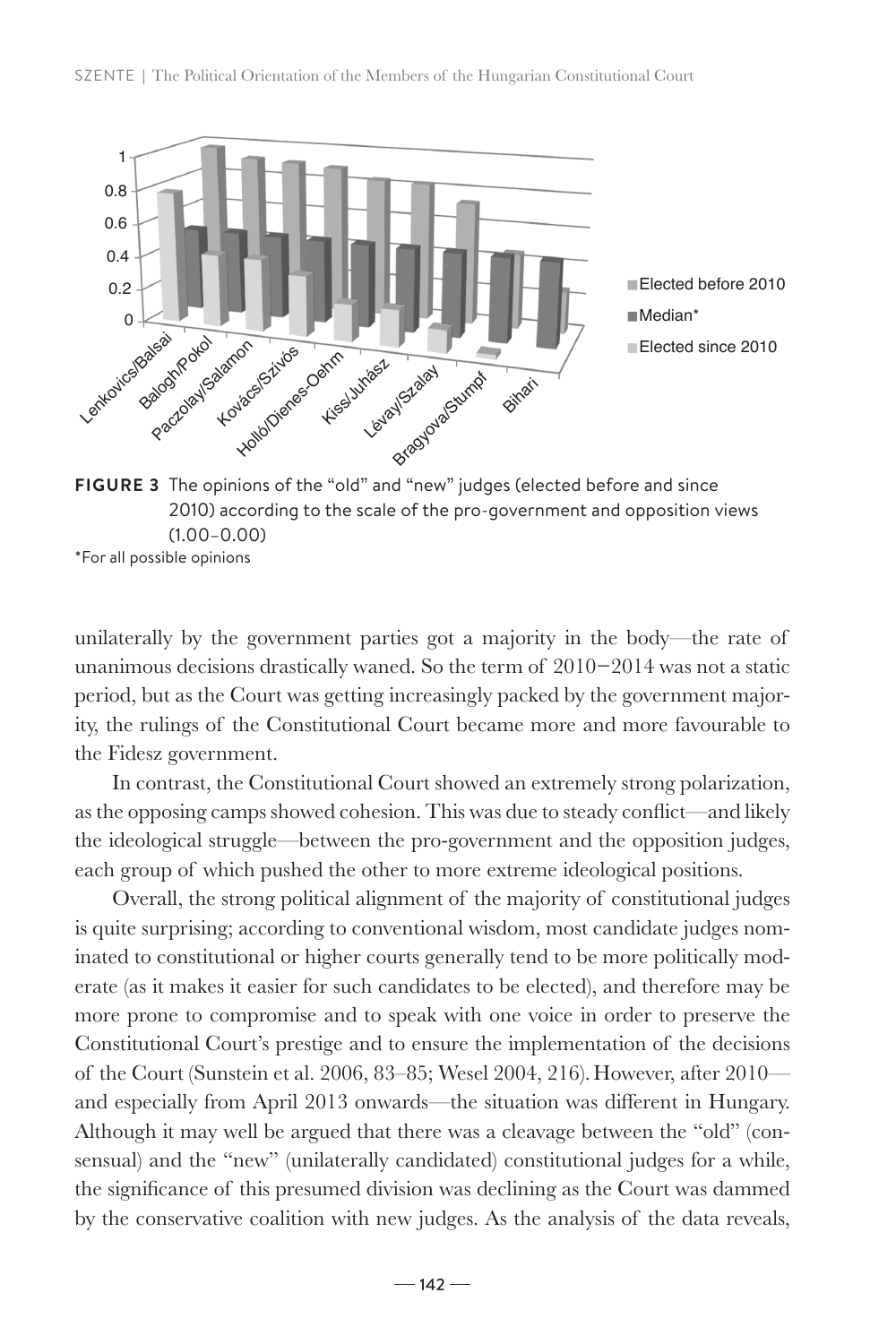**FIGURE 3** The opinions of the "old" and "new" judges (elected before and since 2010) according to the scale of the pro-government and opposition views (1.00–0.00)

*For all possible opinions

unilaterally by the government parties got a majority in the body—the rate of unanimous decisions drastically waned. So the term of 2010–2014 was not a static period, but as the Court was getting increasingly packed by the government majority, the rulings of the Constitutional Court became more and more favourable to the Fidesz government.

In contrast, the Constitutional Court showed an extremely strong polarization, as the opposing camps showed cohesion. This was due to steady conflict—and likely the ideological struggle—between the pro-government and the opposition judges, each group of which pushed the other to more extreme ideological positions.

Overall, the strong political alignment of the majority of constitutional judges is quite surprising; according to conventional wisdom, most candidate judges nominated to constitutional or higher courts generally tend to be more politically moderate (as it makes it easier for such candidates to be elected), and therefore may be more prone to compromise and to speak with one voice in order to preserve the Constitutional Court's prestige and to ensure the implementation of the decisions of the Court (Sunstein et al. 2006, 83–85; Wesel 2004, 216). However, after 2010—and especially from April 2013 onwards—the situation was different in Hungary. Although it may well be argued that there was a cleavage between the "old" (consensual) and the "new" (unilaterally candidated) constitutional judges for a while, the significance of this presumed division was declining as the Court was dammed by the conservative coalition with new judges. As the analysis of the data reveals,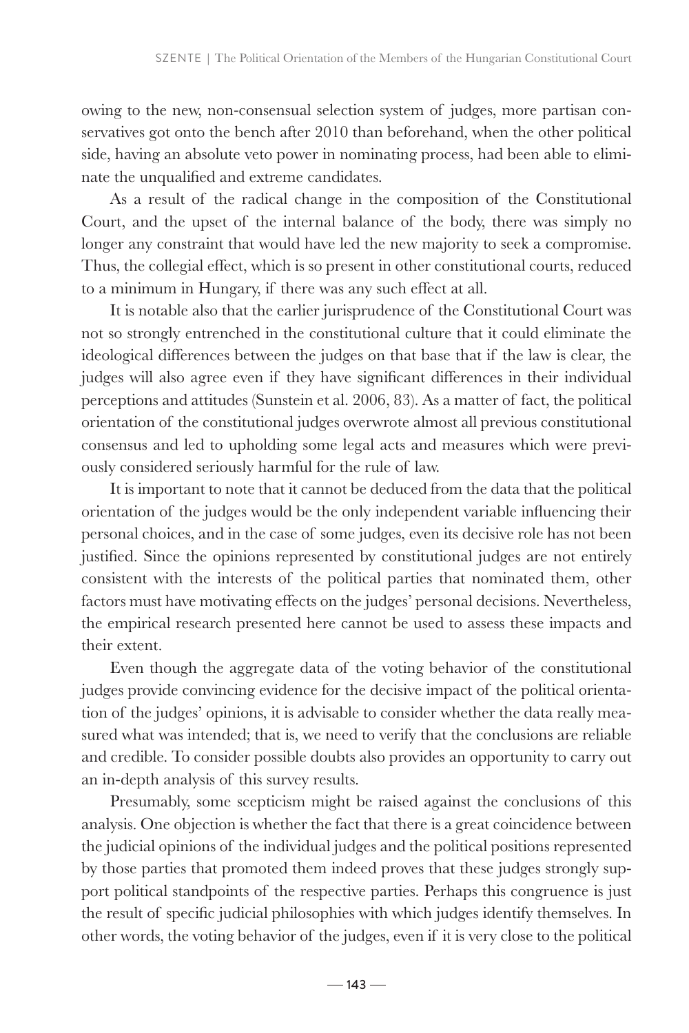owing to the new, non-consensual selection system of judges, more partisan conservatives got onto the bench after 2010 than beforehand, when the other political side, having an absolute veto power in nominating process, had been able to eliminate the unqualified and extreme candidates.

As a result of the radical change in the composition of the Constitutional Court, and the upset of the internal balance of the body, there was simply no longer any constraint that would have led the new majority to seek a compromise. Thus, the collegial effect, which is so present in other constitutional courts, reduced to a minimum in Hungary, if there was any such effect at all.

It is notable also that the earlier jurisprudence of the Constitutional Court was not so strongly entrenched in the constitutional culture that it could eliminate the ideological differences between the judges on that base that if the law is clear, the judges will also agree even if they have significant differences in their individual perceptions and attitudes (Sunstein et al. 2006, 83). As a matter of fact, the political orientation of the constitutional judges overwrote almost all previous constitutional consensus and led to upholding some legal acts and measures which were previously considered seriously harmful for the rule of law.

It is important to note that it cannot be deduced from the data that the political orientation of the judges would be the only independent variable influencing their personal choices, and in the case of some judges, even its decisive role has not been justified. Since the opinions represented by constitutional judges are not entirely consistent with the interests of the political parties that nominated them, other factors must have motivating effects on the judges' personal decisions. Nevertheless, the empirical research presented here cannot be used to assess these impacts and their extent.

Even though the aggregate data of the voting behavior of the constitutional judges provide convincing evidence for the decisive impact of the political orientation of the judges' opinions, it is advisable to consider whether the data really measured what was intended; that is, we need to verify that the conclusions are reliable and credible. To consider possible doubts also provides an opportunity to carry out an in-depth analysis of this survey results.

Presumably, some scepticism might be raised against the conclusions of this analysis. One objection is whether the fact that there is a great coincidence between the judicial opinions of the individual judges and the political positions represented by those parties that promoted them indeed proves that these judges strongly support political standpoints of the respective parties. Perhaps this congruence is just the result of specific judicial philosophies with which judges identify themselves. In other words, the voting behavior of the judges, even if it is very close to the political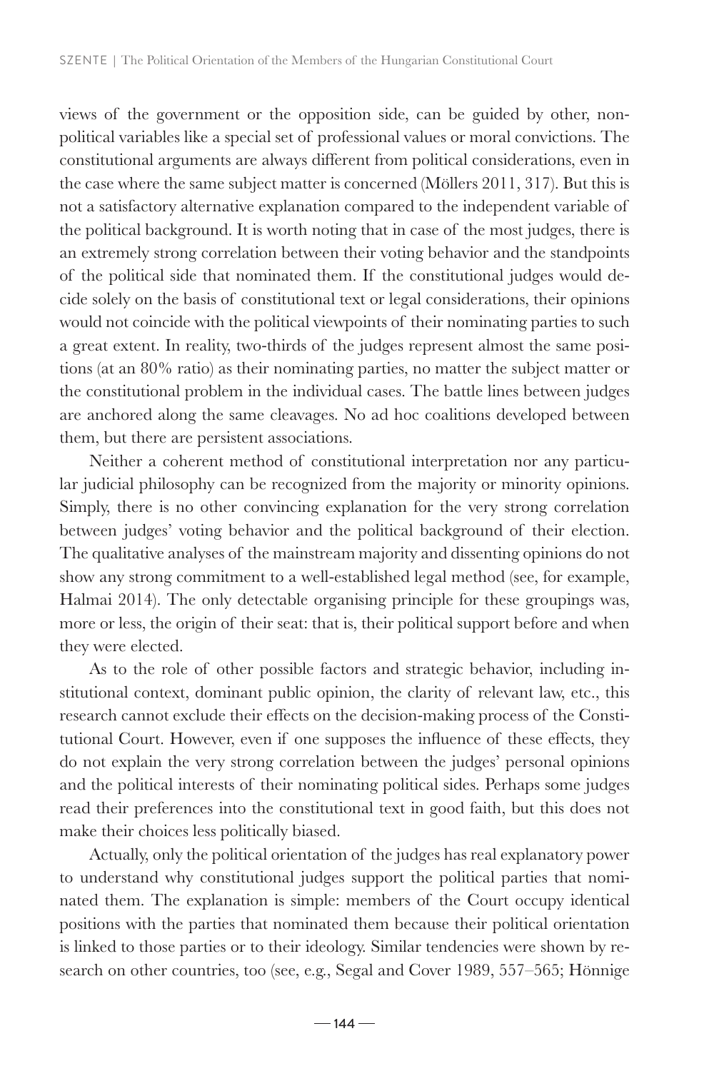views of the government or the opposition side, can be guided by other, non-political variables like a special set of professional values or moral convictions. The constitutional arguments are always different from political considerations, even in the case where the same subject matter is concerned (Möllers 2011, 317). But this is not a satisfactory alternative explanation compared to the independent variable of the political background. It is worth noting that in case of the most judges, there is an extremely strong correlation between their voting behavior and the standpoints of the political side that nominated them. If the constitutional judges would decide solely on the basis of constitutional text or legal considerations, their opinions would not coincide with the political viewpoints of their nominating parties to such a great extent. In reality, two-thirds of the judges represent almost the same positions (at an 80% ratio) as their nominating parties, no matter the subject matter or the constitutional problem in the individual cases. The battle lines between judges are anchored along the same cleavages. No ad hoc coalitions developed between them, but there are persistent associations.

Neither a coherent method of constitutional interpretation nor any particular judicial philosophy can be recognized from the majority or minority opinions. Simply, there is no other convincing explanation for the very strong correlation between judges' voting behavior and the political background of their election. The qualitative analyses of the mainstream majority and dissenting opinions do not show any strong commitment to a well-established legal method (see, for example, Halmai 2014). The only detectable organising principle for these groupings was, more or less, the origin of their seat: that is, their political support before and when they were elected.

As to the role of other possible factors and strategic behavior, including institutional context, dominant public opinion, the clarity of relevant law, etc., this research cannot exclude their effects on the decision-making process of the Constitutional Court. However, even if one supposes the influence of these effects, they do not explain the very strong correlation between the judges' personal opinions and the political interests of their nominating political sides. Perhaps some judges read their preferences into the constitutional text in good faith, but this does not make their choices less politically biased.

Actually, only the political orientation of the judges has real explanatory power to understand why constitutional judges support the political parties that nominated them. The explanation is simple: members of the Court occupy identical positions with the parties that nominated them because their political orientation is linked to those parties or to their ideology. Similar tendencies were shown by research on other countries, too (see, e.g., Segal and Cover 1989, 557–565; Hönnige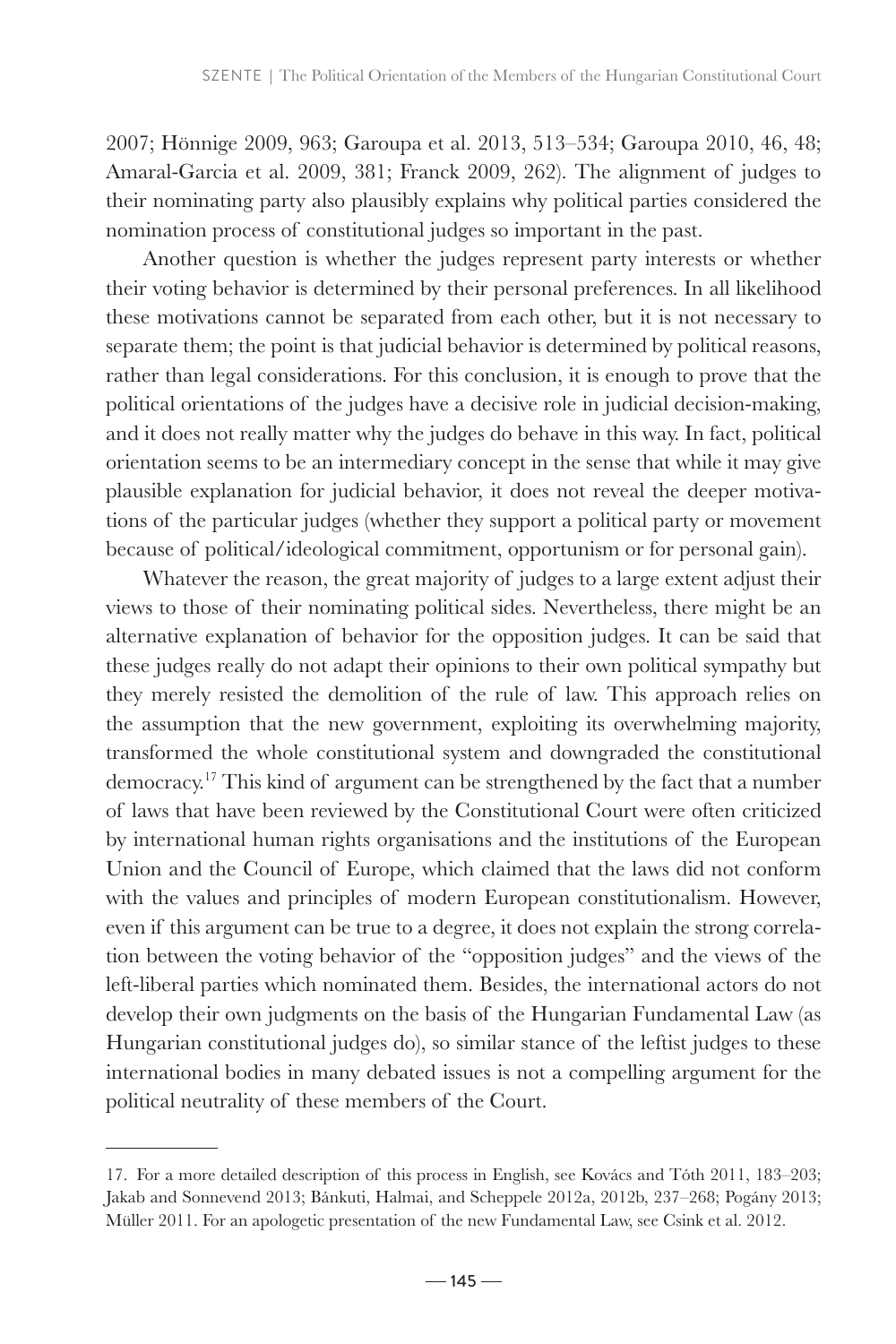2007; Hönnige 2009, 963; Garoupa et al. 2013, 513–534; Garoupa 2010, 46, 48; Amaral-Garcia et al. 2009, 381; Franck 2009, 262). The alignment of judges to their nominating party also plausibly explains why political parties considered the nomination process of constitutional judges so important in the past.

Another question is whether the judges represent party interests or whether their voting behavior is determined by their personal preferences. In all likelihood these motivations cannot be separated from each other, but it is not necessary to separate them; the point is that judicial behavior is determined by political reasons, rather than legal considerations. For this conclusion, it is enough to prove that the political orientations of the judges have a decisive role in judicial decision-making, and it does not really matter why the judges do behave in this way. In fact, political orientation seems to be an intermediary concept in the sense that while it may give plausible explanation for judicial behavior, it does not reveal the deeper motivations of the particular judges (whether they support a political party or movement because of political/ideological commitment, opportunism or for personal gain).

Whatever the reason, the great majority of judges to a large extent adjust their views to those of their nominating political sides. Nevertheless, there might be an alternative explanation of behavior for the opposition judges. It can be said that these judges really do not adapt their opinions to their own political sympathy but they merely resisted the demolition of the rule of law. This approach relies on the assumption that the new government, exploiting its overwhelming majority, transformed the whole constitutional system and downgraded the constitutional democracy.[17] This kind of argument can be strengthened by the fact that a number of laws that have been reviewed by the Constitutional Court were often criticized by international human rights organisations and the institutions of the European Union and the Council of Europe, which claimed that the laws did not conform with the values and principles of modern European constitutionalism. However, even if this argument can be true to a degree, it does not explain the strong correlation between the voting behavior of the "opposition judges" and the views of the left-liberal parties which nominated them. Besides, the international actors do not develop their own judgments on the basis of the Hungarian Fundamental Law (as Hungarian constitutional judges do), so similar stance of the leftist judges to these international bodies in many debated issues is not a compelling argument for the political neutrality of these members of the Court.

---

17. For a more detailed description of this process in English, see Kovács and Tóth 2011, 183–203; Jakab and Sonnevend 2013; Bánkuti, Halmai, and Scheppele 2012a, 2012b, 237–268; Pogány 2013; Müller 2011. For an apologetic presentation of the new Fundamental Law, see Csink et al. 2012.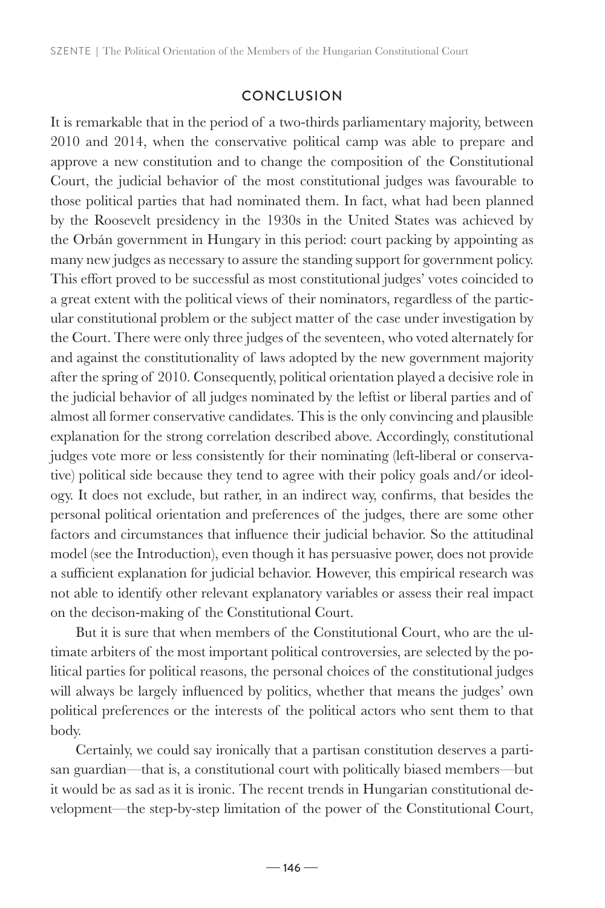## CONCLUSION

It is remarkable that in the period of a two-thirds parliamentary majority, between 2010 and 2014, when the conservative political camp was able to prepare and approve a new constitution and to change the composition of the Constitutional Court, the judicial behavior of the most constitutional judges was favourable to those political parties that had nominated them. In fact, what had been planned by the Roosevelt presidency in the 1930s in the United States was achieved by the Orbán government in Hungary in this period: court packing by appointing as many new judges as necessary to assure the standing support for government policy. This effort proved to be successful as most constitutional judges' votes coincided to a great extent with the political views of their nominators, regardless of the particular constitutional problem or the subject matter of the case under investigation by the Court. There were only three judges of the seventeen, who voted alternately for and against the constitutionality of laws adopted by the new government majority after the spring of 2010. Consequently, political orientation played a decisive role in the judicial behavior of all judges nominated by the leftist or liberal parties and of almost all former conservative candidates. This is the only convincing and plausible explanation for the strong correlation described above. Accordingly, constitutional judges vote more or less consistently for their nominating (left-liberal or conservative) political side because they tend to agree with their policy goals and/or ideology. It does not exclude, but rather, in an indirect way, confirms, that besides the personal political orientation and preferences of the judges, there are some other factors and circumstances that influence their judicial behavior. So the attitudinal model (see the Introduction), even though it has persuasive power, does not provide a sufficient explanation for judicial behavior. However, this empirical research was not able to identify other relevant explanatory variables or assess their real impact on the decison-making of the Constitutional Court.

But it is sure that when members of the Constitutional Court, who are the ultimate arbiters of the most important political controversies, are selected by the political parties for political reasons, the personal choices of the constitutional judges will always be largely influenced by politics, whether that means the judges' own political preferences or the interests of the political actors who sent them to that body.

Certainly, we could say ironically that a partisan constitution deserves a partisan guardian—that is, a constitutional court with politically biased members—but it would be as sad as it is ironic. The recent trends in Hungarian constitutional development—the step-by-step limitation of the power of the Constitutional Court,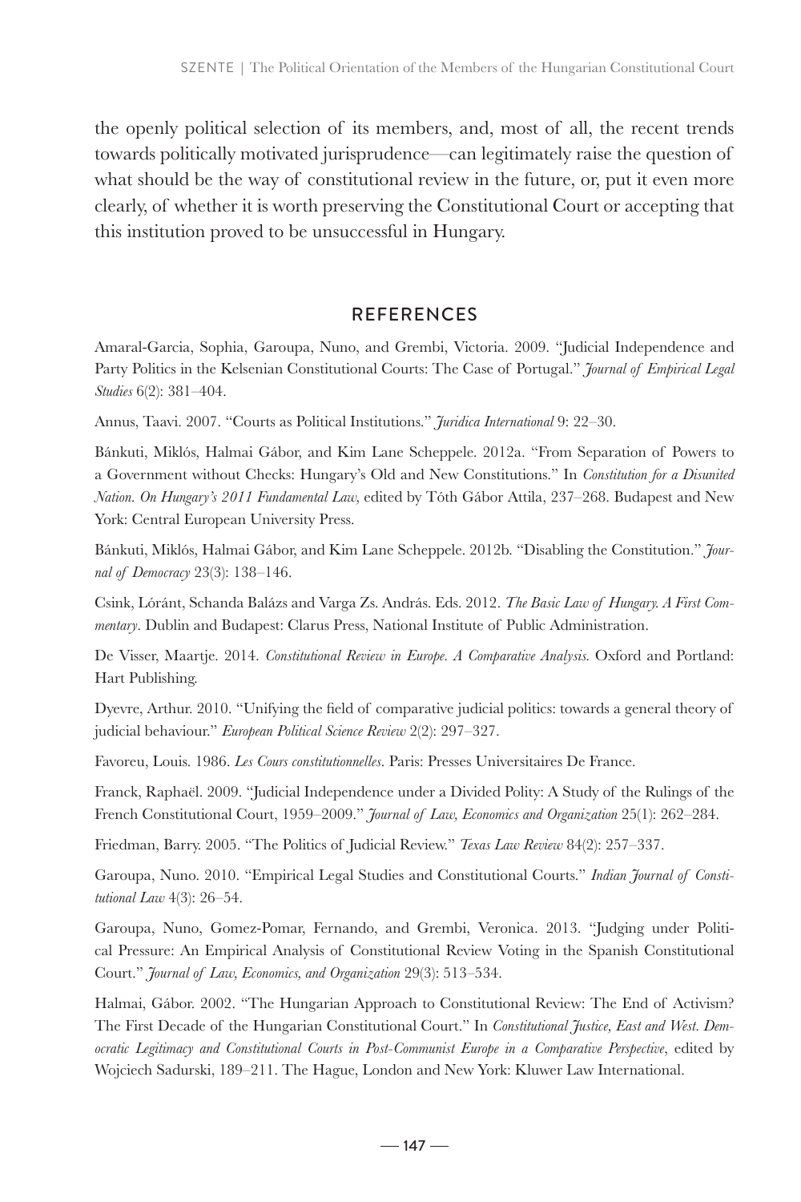the openly political selection of its members, and, most of all, the recent trends towards politically motivated jurisprudence—can legitimately raise the question of what should be the way of constitutional review in the future, or, put it even more clearly, of whether it is worth preserving the Constitutional Court or accepting that this institution proved to be unsuccessful in Hungary.

## REFERENCES

Amaral-Garcia, Sophia, Garoupa, Nuno, and Grembi, Victoria. 2009. "Judicial Independence and Party Politics in the Kelsenian Constitutional Courts: The Case of Portugal." *Journal of Empirical Legal Studies* 6(2): 381–404.

Annus, Taavi. 2007. "Courts as Political Institutions." *Juridica International* 9: 22–30.

Bánkuti, Miklós, Halmai Gábor, and Kim Lane Scheppele. 2012a. "From Separation of Powers to a Government without Checks: Hungary's Old and New Constitutions." In *Constitution for a Disunited Nation. On Hungary's 2011 Fundamental Law,* edited by Tóth Gábor Attila, 237–268. Budapest and New York: Central European University Press.

Bánkuti, Miklós, Halmai Gábor, and Kim Lane Scheppele. 2012b. "Disabling the Constitution." *Journal of Democracy* 23(3): 138–146.

Csink, Lóránt, Schanda Balázs and Varga Zs. András. Eds. 2012. *The Basic Law of Hungary. A First Commentary*. Dublin and Budapest: Clarus Press, National Institute of Public Administration.

De Visser, Maartje. 2014. *Constitutional Review in Europe. A Comparative Analysis.* Oxford and Portland: Hart Publishing.

Dyevre, Arthur. 2010. "Unifying the field of comparative judicial politics: towards a general theory of judicial behaviour." *European Political Science Review* 2(2): 297–327.

Favoreu, Louis. 1986. *Les Cours constitutionnelles*. Paris: Presses Universitaires De France.

Franck, Raphaël. 2009. "Judicial Independence under a Divided Polity: A Study of the Rulings of the French Constitutional Court, 1959–2009." *Journal of Law, Economics and Organization* 25(1): 262–284.

Friedman, Barry. 2005. "The Politics of Judicial Review." *Texas Law Review* 84(2): 257–337.

Garoupa, Nuno. 2010. "Empirical Legal Studies and Constitutional Courts." *Indian Journal of Constitutional Law* 4(3): 26–54.

Garoupa, Nuno, Gomez-Pomar, Fernando, and Grembi, Veronica. 2013. "Judging under Political Pressure: An Empirical Analysis of Constitutional Review Voting in the Spanish Constitutional Court." *Journal of Law, Economics, and Organization* 29(3): 513–534.

Halmai, Gábor. 2002. "The Hungarian Approach to Constitutional Review: The End of Activism? The First Decade of the Hungarian Constitutional Court." In *Constitutional Justice, East and West. Democratic Legitimacy and Constitutional Courts in Post-Communist Europe in a Comparative Perspective*, edited by Wojciech Sadurski, 189–211. The Hague, London and New York: Kluwer Law International.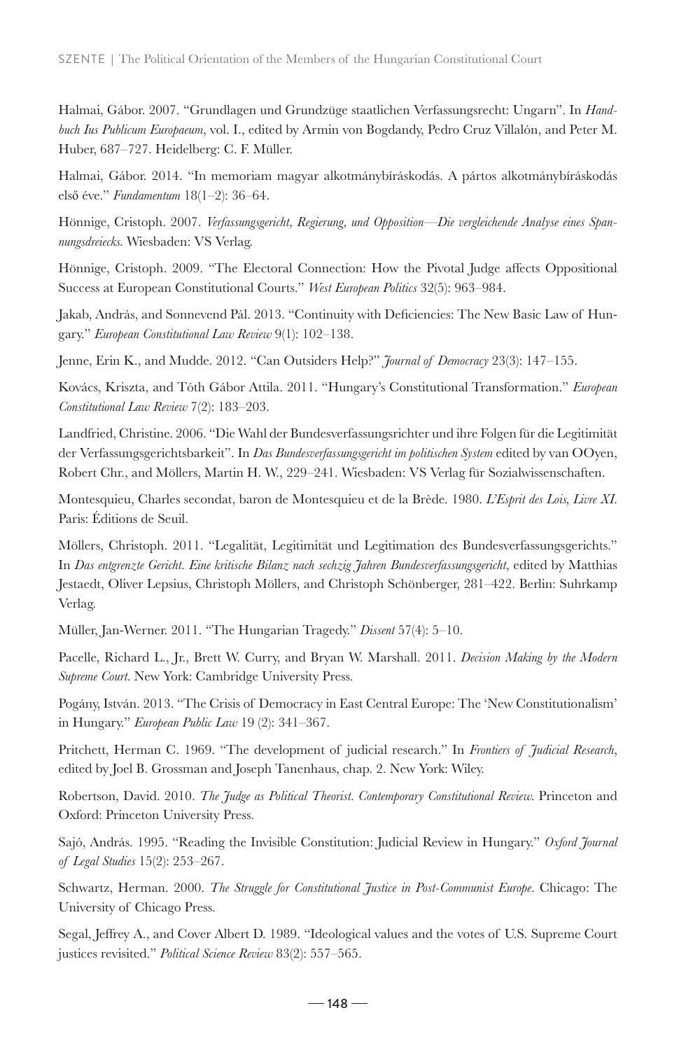Halmai, Gábor. 2007. "Grundlagen und Grundzüge staatlichen Verfassungsrecht: Ungarn". In *Handbuch Ius Publicum Europaeum*, vol. I., edited by Armin von Bogdandy, Pedro Cruz Villalón, and Peter M. Huber, 687–727. Heidelberg: C. F. Müller.

Halmai, Gábor. 2014. "In memoriam magyar alkotmánybíráskodás. A pártos alkotmánybíráskodás első éve." *Fundamentum* 18(1–2): 36–64.

Hönnige, Cristoph. 2007. *Verfassungsgericht, Regierung, und Opposition—Die vergleichende Analyse eines Spannungsdreiecks.* Wiesbaden: VS Verlag.

Hönnige, Cristoph. 2009. "The Electoral Connection: How the Pivotal Judge affects Oppositional Success at European Constitutional Courts." *West European Politics* 32(5): 963–984.

Jakab, András, and Sonnevend Pál. 2013. "Continuity with Deficiencies: The New Basic Law of Hungary." *European Constitutional Law Review* 9(1): 102–138.

Jenne, Erin K., and Mudde. 2012. "Can Outsiders Help?" *Journal of Democracy* 23(3): 147–155.

Kovács, Kriszta, and Tóth Gábor Attila. 2011. "Hungary's Constitutional Transformation." *European Constitutional Law Review* 7(2): 183–203.

Landfried, Christine. 2006. "Die Wahl der Bundesverfassungsrichter und ihre Folgen für die Legitimität der Verfassungsgerichtsbarkeit". In *Das Bundesverfassungsgericht im politischen System* edited by van OOyen, Robert Chr., and Möllers, Martin H. W., 229–241. Wiesbaden: VS Verlag für Sozialwissenschaften.

Montesquieu, Charles secondat, baron de Montesquieu et de la Brède. 1980. *L'Esprit des Lois, Livre XI.* Paris: Éditions de Seuil.

Möllers, Christoph. 2011. "Legalität, Legitimität und Legitimation des Bundesverfassungsgerichts." In *Das entgrenzte Gericht. Eine kritische Bilanz nach sechzig Jahren Bundesverfassungsgericht*, edited by Matthias Jestaedt, Oliver Lepsius, Christoph Möllers, and Christoph Schönberger, 281–422. Berlin: Suhrkamp Verlag.

Müller, Jan-Werner. 2011. "The Hungarian Tragedy." *Dissent* 57(4): 5–10.

Pacelle, Richard L., Jr., Brett W. Curry, and Bryan W. Marshall. 2011. *Decision Making by the Modern Supreme Court.* New York: Cambridge University Press.

Pogány, István. 2013. "The Crisis of Democracy in East Central Europe: The 'New Constitutionalism' in Hungary." *European Public Law* 19 (2): 341–367.

Pritchett, Herman C. 1969. "The development of judicial research." In *Frontiers of Judicial Research*, edited by Joel B. Grossman and Joseph Tanenhaus, chap. 2. New York: Wiley.

Robertson, David. 2010. *The Judge as Political Theorist. Contemporary Constitutional Review.* Princeton and Oxford: Princeton University Press.

Sajó, András. 1995. "Reading the Invisible Constitution: Judicial Review in Hungary." *Oxford Journal of Legal Studies* 15(2): 253–267.

Schwartz, Herman. 2000. *The Struggle for Constitutional Justice in Post-Communist Europe*. Chicago: The University of Chicago Press.

Segal, Jeffrey A., and Cover Albert D. 1989. "Ideological values and the votes of U.S. Supreme Court justices revisited." *Political Science Review* 83(2): 557–565.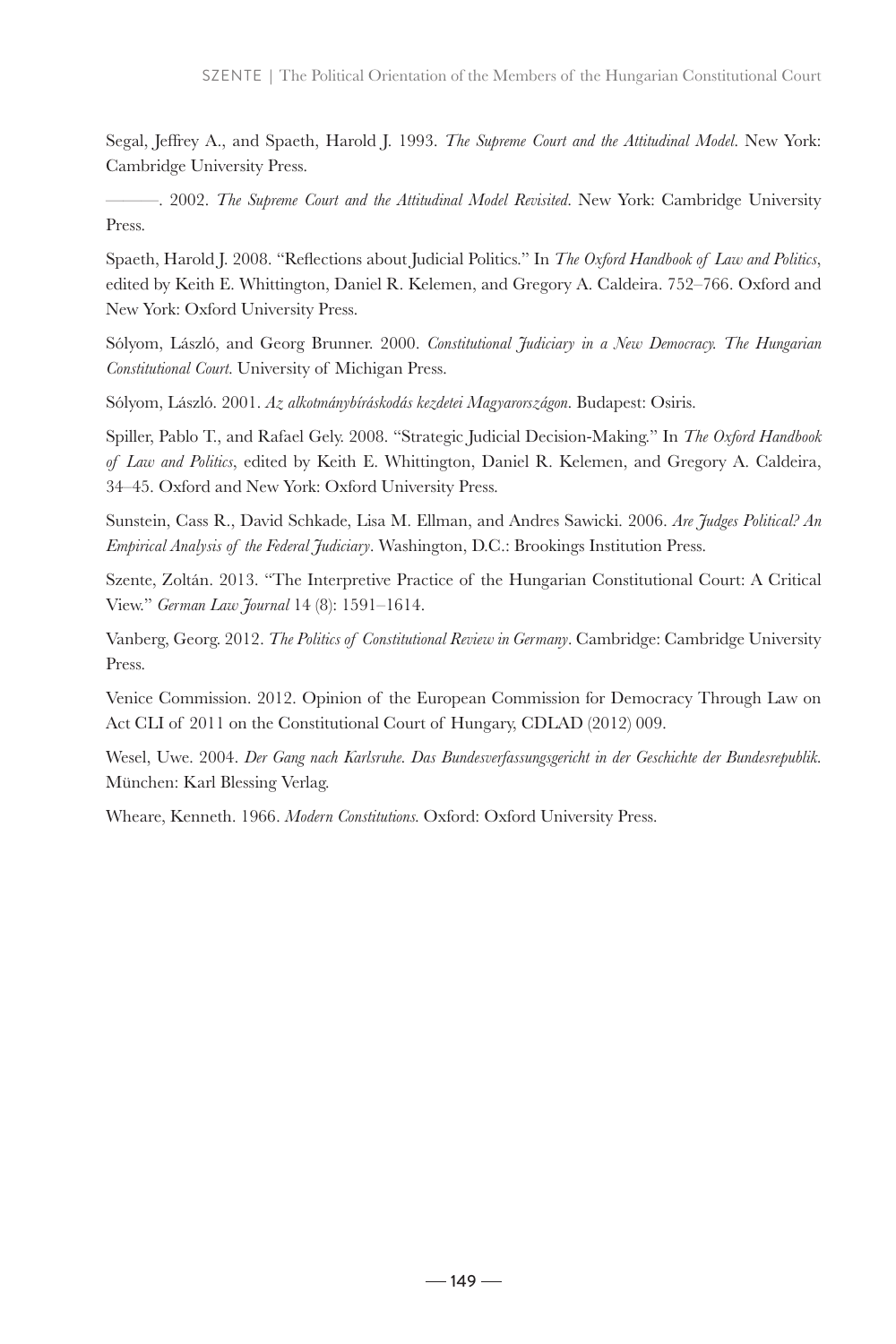Segal, Jeffrey A., and Spaeth, Harold J. 1993. *The Supreme Court and the Attitudinal Model*. New York: Cambridge University Press.

———. 2002. *The Supreme Court and the Attitudinal Model Revisited*. New York: Cambridge University Press.

Spaeth, Harold J. 2008. "Reflections about Judicial Politics." In *The Oxford Handbook of Law and Politics*, edited by Keith E. Whittington, Daniel R. Kelemen, and Gregory A. Caldeira. 752–766. Oxford and New York: Oxford University Press.

Sólyom, László, and Georg Brunner. 2000. *Constitutional Judiciary in a New Democracy. The Hungarian Constitutional Court*. University of Michigan Press.

Sólyom, László. 2001. *Az alkotmánybíráskodás kezdetei Magyarországon*. Budapest: Osiris.

Spiller, Pablo T., and Rafael Gely. 2008. "Strategic Judicial Decision-Making." In *The Oxford Handbook of Law and Politics*, edited by Keith E. Whittington, Daniel R. Kelemen, and Gregory A. Caldeira, 34–45. Oxford and New York: Oxford University Press.

Sunstein, Cass R., David Schkade, Lisa M. Ellman, and Andres Sawicki. 2006. *Are Judges Political? An Empirical Analysis of the Federal Judiciary*. Washington, D.C.: Brookings Institution Press.

Szente, Zoltán. 2013. "The Interpretive Practice of the Hungarian Constitutional Court: A Critical View." *German Law Journal* 14 (8): 1591–1614.

Vanberg, Georg. 2012. *The Politics of Constitutional Review in Germany*. Cambridge: Cambridge University Press.

Venice Commission. 2012. Opinion of the European Commission for Democracy Through Law on Act CLI of 2011 on the Constitutional Court of Hungary, CDLAD (2012) 009.

Wesel, Uwe. 2004. *Der Gang nach Karlsruhe. Das Bundesverfassungsgericht in der Geschichte der Bundesrepublik.* München: Karl Blessing Verlag.

Wheare, Kenneth. 1966. *Modern Constitutions.* Oxford: Oxford University Press.